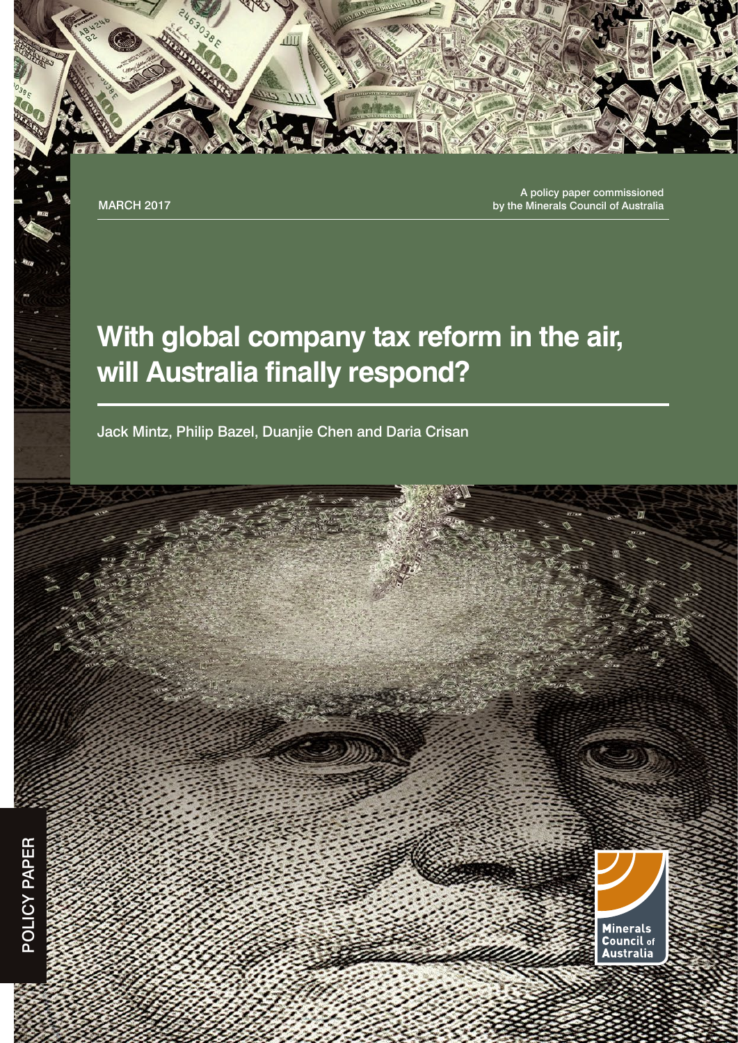MARCH 2017

A policy paper commissioned by the Minerals Council of Australia

# With global company tax reform in the air, will Australia finally respond?

Jack Mintz, Philip Bazel, Duanjie Chen and Daria Crisan

POLICY PAPER

Minerals Council of Australia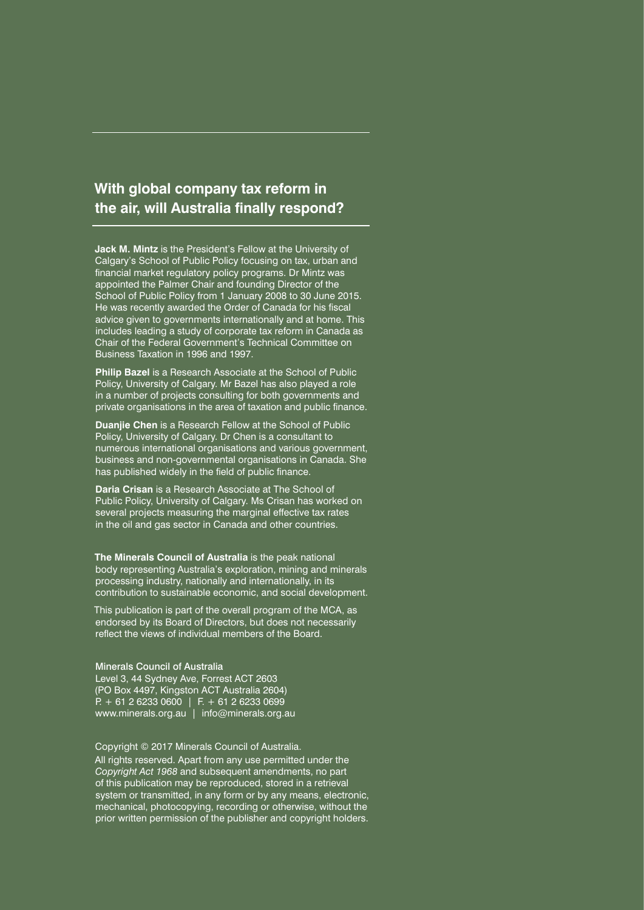## With global company tax reform in the air, will Australia finally respond?

**Jack M. Mintz** is the President's Fellow at the University of Calgary's School of Public Policy focusing on tax, urban and financial market regulatory policy programs. Dr Mintz was appointed the Palmer Chair and founding Director of the School of Public Policy from 1 January 2008 to 30 June 2015. He was recently awarded the Order of Canada for his fiscal advice given to governments internationally and at home. This includes leading a study of corporate tax reform in Canada as Chair of the Federal Government's Technical Committee on Business Taxation in 1996 and 1997.

**Philip Bazel** is a Research Associate at the School of Public Policy, University of Calgary. Mr Bazel has also played a role in a number of projects consulting for both governments and private organisations in the area of taxation and public finance.

**Duanjie Chen** is a Research Fellow at the School of Public Policy, University of Calgary. Dr Chen is a consultant to numerous international organisations and various government, business and non-governmental organisations in Canada. She has published widely in the field of public finance.

**Daria Crisan** is a Research Associate at The School of Public Policy, University of Calgary. Ms Crisan has worked on several projects measuring the marginal effective tax rates in the oil and gas sector in Canada and other countries.

**The Minerals Council of Australia** is the peak national body representing Australia's exploration, mining and minerals processing industry, nationally and internationally, in its contribution to sustainable economic, and social development.

This publication is part of the overall program of the MCA, as endorsed by its Board of Directors, but does not necessarily reflect the views of individual members of the Board.

Minerals Council of Australia
Level 3, 44 Sydney Ave, Forrest ACT 2603
(PO Box 4497, Kingston ACT Australia 2604)
P. + 61 2 6233 0600 | F. + 61 2 6233 0699
www.minerals.org.au | info@minerals.org.au

Copyright © 2017 Minerals Council of Australia.

All rights reserved. Apart from any use permitted under the *Copyright Act 1968* and subsequent amendments, no part of this publication may be reproduced, stored in a retrieval system or transmitted, in any form or by any means, electronic, mechanical, photocopying, recording or otherwise, without the prior written permission of the publisher and copyright holders.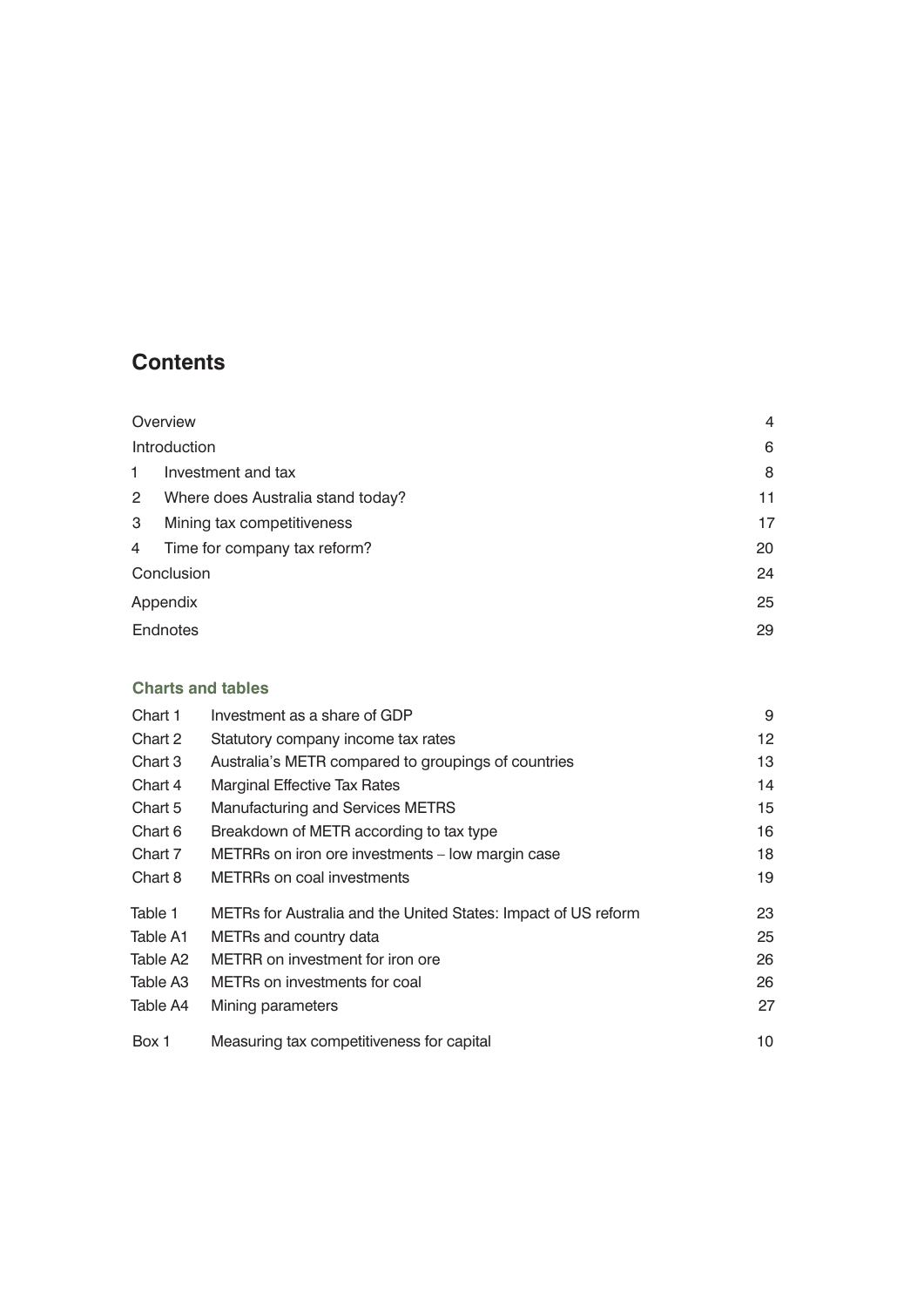# Contents

| | | |
|---|---|---|
| Overview | | 4 |
| Introduction | | 6 |
| 1 | Investment and tax | 8 |
| 2 | Where does Australia stand today? | 11 |
| 3 | Mining tax competitiveness | 17 |
| 4 | Time for company tax reform? | 20 |
| Conclusion | | 24 |
| Appendix | | 25 |
| Endnotes | | 29 |

### Charts and tables

| | | |
|---|---|---|
| Chart 1 | Investment as a share of GDP | 9 |
| Chart 2 | Statutory company income tax rates | 12 |
| Chart 3 | Australia's METR compared to groupings of countries | 13 |
| Chart 4 | Marginal Effective Tax Rates | 14 |
| Chart 5 | Manufacturing and Services METRS | 15 |
| Chart 6 | Breakdown of METR according to tax type | 16 |
| Chart 7 | METRRs on iron ore investments – low margin case | 18 |
| Chart 8 | METRRs on coal investments | 19 |
| Table 1 | METRs for Australia and the United States: Impact of US reform | 23 |
| Table A1 | METRs and country data | 25 |
| Table A2 | METRR on investment for iron ore | 26 |
| Table A3 | METRs on investments for coal | 26 |
| Table A4 | Mining parameters | 27 |
| Box 1 | Measuring tax competitiveness for capital | 10 |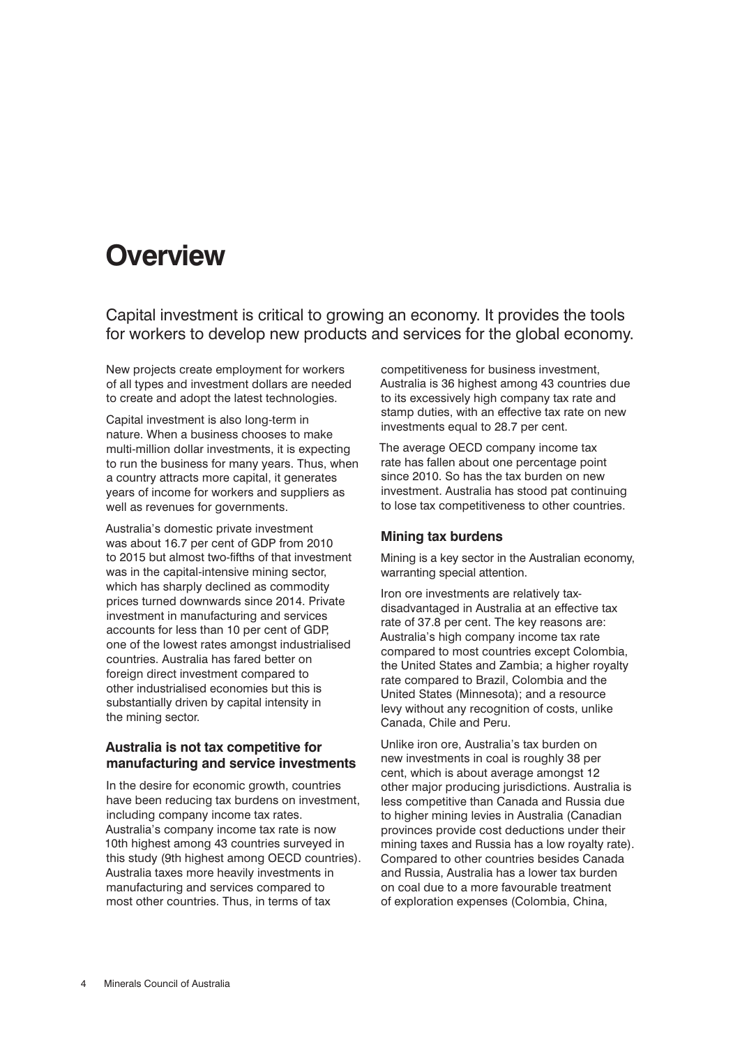# Overview

Capital investment is critical to growing an economy. It provides the tools for workers to develop new products and services for the global economy.

New projects create employment for workers of all types and investment dollars are needed to create and adopt the latest technologies.

Capital investment is also long-term in nature. When a business chooses to make multi-million dollar investments, it is expecting to run the business for many years. Thus, when a country attracts more capital, it generates years of income for workers and suppliers as well as revenues for governments.

Australia's domestic private investment was about 16.7 per cent of GDP from 2010 to 2015 but almost two-fifths of that investment was in the capital-intensive mining sector, which has sharply declined as commodity prices turned downwards since 2014. Private investment in manufacturing and services accounts for less than 10 per cent of GDP, one of the lowest rates amongst industrialised countries. Australia has fared better on foreign direct investment compared to other industrialised economies but this is substantially driven by capital intensity in the mining sector.

### Australia is not tax competitive for manufacturing and service investments

In the desire for economic growth, countries have been reducing tax burdens on investment, including company income tax rates. Australia's company income tax rate is now 10th highest among 43 countries surveyed in this study (9th highest among OECD countries). Australia taxes more heavily investments in manufacturing and services compared to most other countries. Thus, in terms of tax competitiveness for business investment, Australia is 36 highest among 43 countries due to its excessively high company tax rate and stamp duties, with an effective tax rate on new investments equal to 28.7 per cent.

The average OECD company income tax rate has fallen about one percentage point since 2010. So has the tax burden on new investment. Australia has stood pat continuing to lose tax competitiveness to other countries.

### Mining tax burdens

Mining is a key sector in the Australian economy, warranting special attention.

Iron ore investments are relatively tax-disadvantaged in Australia at an effective tax rate of 37.8 per cent. The key reasons are: Australia's high company income tax rate compared to most countries except Colombia, the United States and Zambia; a higher royalty rate compared to Brazil, Colombia and the United States (Minnesota); and a resource levy without any recognition of costs, unlike Canada, Chile and Peru.

Unlike iron ore, Australia's tax burden on new investments in coal is roughly 38 per cent, which is about average amongst 12 other major producing jurisdictions. Australia is less competitive than Canada and Russia due to higher mining levies in Australia (Canadian provinces provide cost deductions under their mining taxes and Russia has a low royalty rate). Compared to other countries besides Canada and Russia, Australia has a lower tax burden on coal due to a more favourable treatment of exploration expenses (Colombia, China,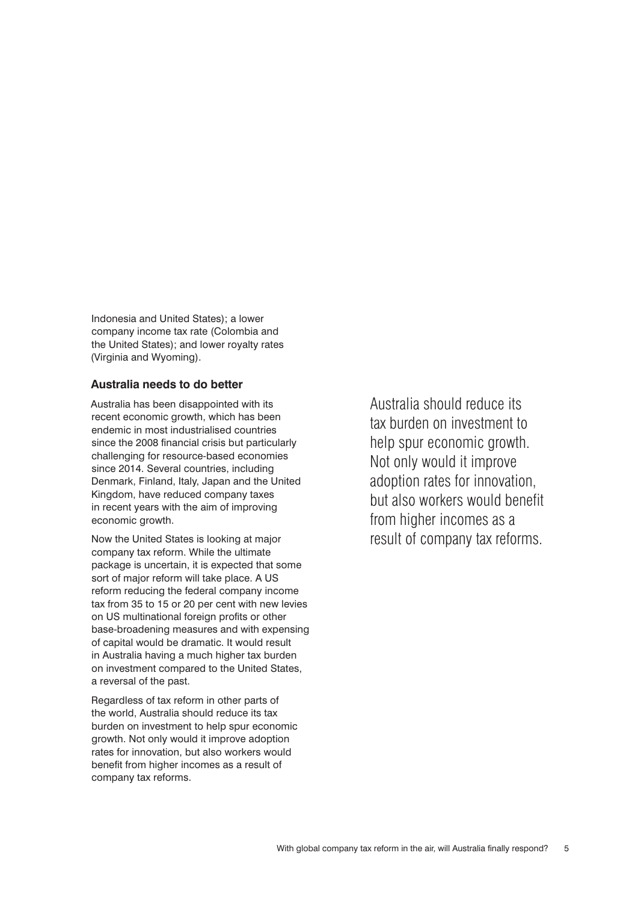Indonesia and United States); a lower company income tax rate (Colombia and the United States); and lower royalty rates (Virginia and Wyoming).

### Australia needs to do better

Australia has been disappointed with its recent economic growth, which has been endemic in most industrialised countries since the 2008 financial crisis but particularly challenging for resource-based economies since 2014. Several countries, including Denmark, Finland, Italy, Japan and the United Kingdom, have reduced company taxes in recent years with the aim of improving economic growth.

Now the United States is looking at major company tax reform. While the ultimate package is uncertain, it is expected that some sort of major reform will take place. A US reform reducing the federal company income tax from 35 to 15 or 20 per cent with new levies on US multinational foreign profits or other base-broadening measures and with expensing of capital would be dramatic. It would result in Australia having a much higher tax burden on investment compared to the United States, a reversal of the past.

Regardless of tax reform in other parts of the world, Australia should reduce its tax burden on investment to help spur economic growth. Not only would it improve adoption rates for innovation, but also workers would benefit from higher incomes as a result of company tax reforms.

> Australia should reduce its tax burden on investment to help spur economic growth. Not only would it improve adoption rates for innovation, but also workers would benefit from higher incomes as a result of company tax reforms.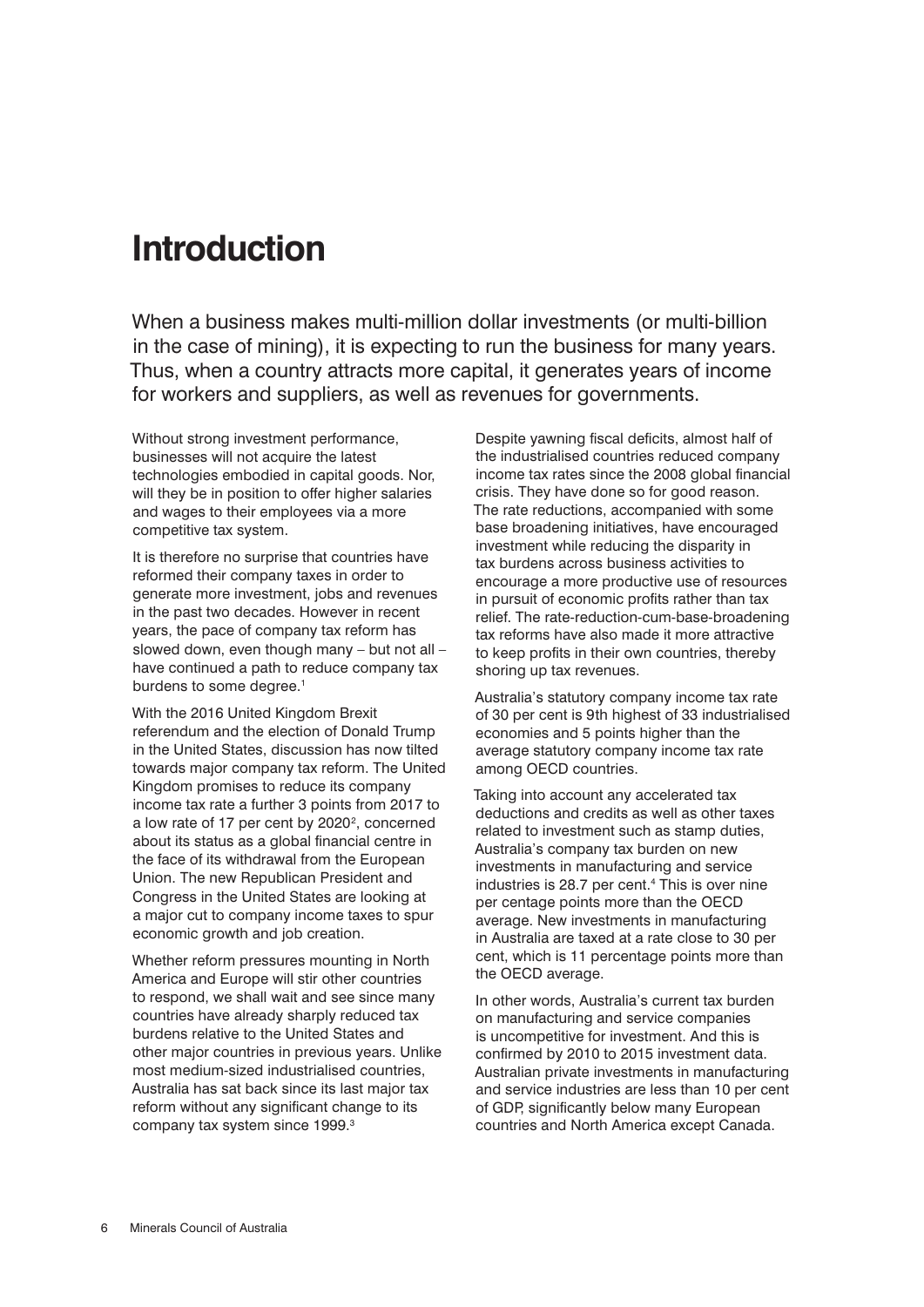# Introduction

When a business makes multi-million dollar investments (or multi-billion in the case of mining), it is expecting to run the business for many years. Thus, when a country attracts more capital, it generates years of income for workers and suppliers, as well as revenues for governments.

Without strong investment performance, businesses will not acquire the latest technologies embodied in capital goods. Nor, will they be in position to offer higher salaries and wages to their employees via a more competitive tax system.

It is therefore no surprise that countries have reformed their company taxes in order to generate more investment, jobs and revenues in the past two decades. However in recent years, the pace of company tax reform has slowed down, even though many – but not all – have continued a path to reduce company tax burdens to some degree.[1]

With the 2016 United Kingdom Brexit referendum and the election of Donald Trump in the United States, discussion has now tilted towards major company tax reform. The United Kingdom promises to reduce its company income tax rate a further 3 points from 2017 to a low rate of 17 per cent by 2020[2], concerned about its status as a global financial centre in the face of its withdrawal from the European Union. The new Republican President and Congress in the United States are looking at a major cut to company income taxes to spur economic growth and job creation.

Whether reform pressures mounting in North America and Europe will stir other countries to respond, we shall wait and see since many countries have already sharply reduced tax burdens relative to the United States and other major countries in previous years. Unlike most medium-sized industrialised countries, Australia has sat back since its last major tax reform without any significant change to its company tax system since 1999.[3]

Despite yawning fiscal deficits, almost half of the industrialised countries reduced company income tax rates since the 2008 global financial crisis. They have done so for good reason. The rate reductions, accompanied with some base broadening initiatives, have encouraged investment while reducing the disparity in tax burdens across business activities to encourage a more productive use of resources in pursuit of economic profits rather than tax relief. The rate-reduction-cum-base-broadening tax reforms have also made it more attractive to keep profits in their own countries, thereby shoring up tax revenues.

Australia's statutory company income tax rate of 30 per cent is 9th highest of 33 industrialised economies and 5 points higher than the average statutory company income tax rate among OECD countries.

Taking into account any accelerated tax deductions and credits as well as other taxes related to investment such as stamp duties, Australia's company tax burden on new investments in manufacturing and service industries is 28.7 per cent.[4] This is over nine per centage points more than the OECD average. New investments in manufacturing in Australia are taxed at a rate close to 30 per cent, which is 11 percentage points more than the OECD average.

In other words, Australia's current tax burden on manufacturing and service companies is uncompetitive for investment. And this is confirmed by 2010 to 2015 investment data. Australian private investments in manufacturing and service industries are less than 10 per cent of GDP, significantly below many European countries and North America except Canada.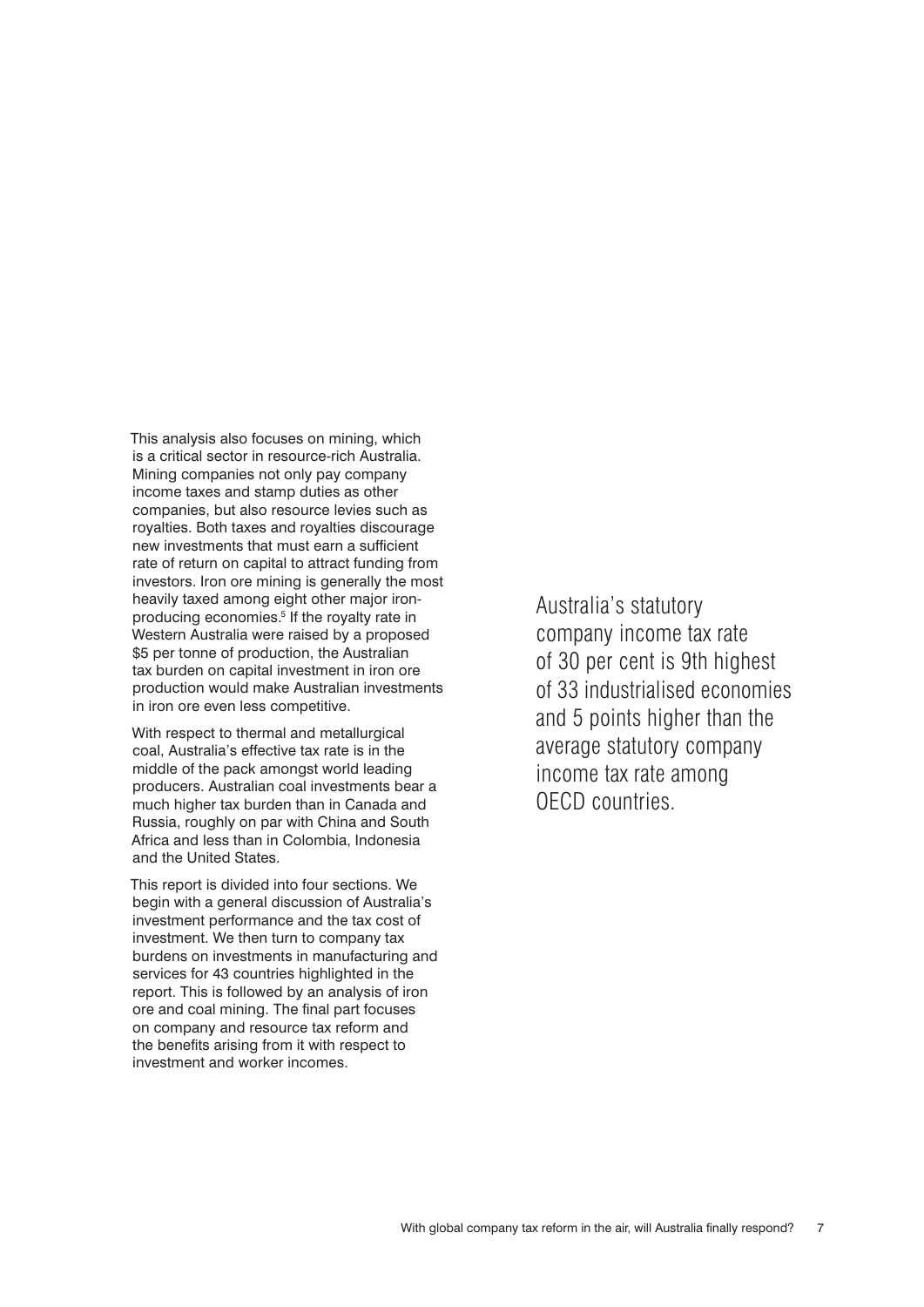This analysis also focuses on mining, which is a critical sector in resource-rich Australia. Mining companies not only pay company income taxes and stamp duties as other companies, but also resource levies such as royalties. Both taxes and royalties discourage new investments that must earn a sufficient rate of return on capital to attract funding from investors. Iron ore mining is generally the most heavily taxed among eight other major iron-producing economies.[5] If the royalty rate in Western Australia were raised by a proposed $5 per tonne of production, the Australian tax burden on capital investment in iron ore production would make Australian investments in iron ore even less competitive.

With respect to thermal and metallurgical coal, Australia's effective tax rate is in the middle of the pack amongst world leading producers. Australian coal investments bear a much higher tax burden than in Canada and Russia, roughly on par with China and South Africa and less than in Colombia, Indonesia and the United States.

This report is divided into four sections. We begin with a general discussion of Australia's investment performance and the tax cost of investment. We then turn to company tax burdens on investments in manufacturing and services for 43 countries highlighted in the report. This is followed by an analysis of iron ore and coal mining. The final part focuses on company and resource tax reform and the benefits arising from it with respect to investment and worker incomes.

Australia's statutory company income tax rate of 30 per cent is 9th highest of 33 industrialised economies and 5 points higher than the average statutory company income tax rate among OECD countries.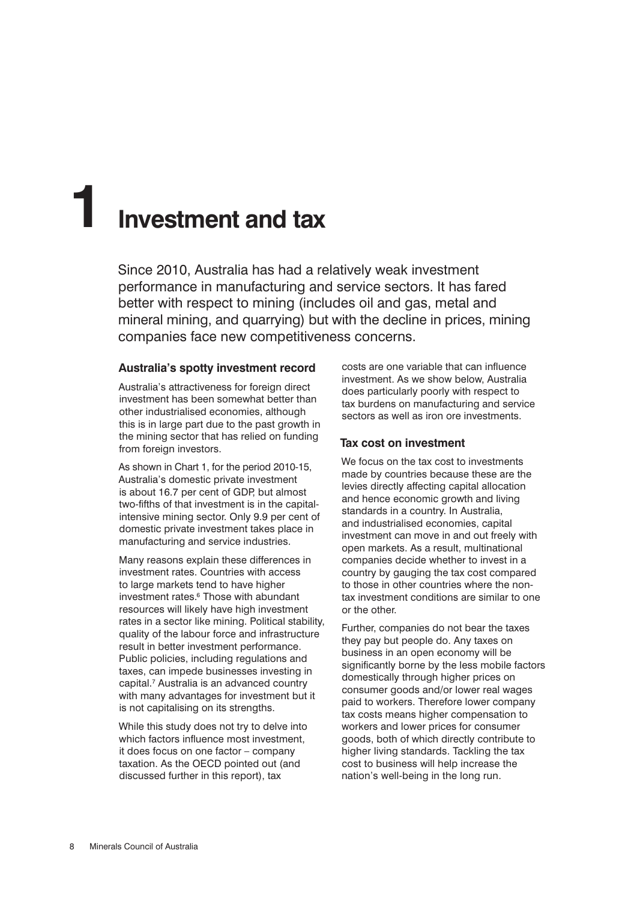# 1 Investment and tax

Since 2010, Australia has had a relatively weak investment performance in manufacturing and service sectors. It has fared better with respect to mining (includes oil and gas, metal and mineral mining, and quarrying) but with the decline in prices, mining companies face new competitiveness concerns.

### Australia's spotty investment record

Australia's attractiveness for foreign direct investment has been somewhat better than other industrialised economies, although this is in large part due to the past growth in the mining sector that has relied on funding from foreign investors.

As shown in Chart 1, for the period 2010-15, Australia's domestic private investment is about 16.7 per cent of GDP, but almost two-fifths of that investment is in the capital-intensive mining sector. Only 9.9 per cent of domestic private investment takes place in manufacturing and service industries.

Many reasons explain these differences in investment rates. Countries with access to large markets tend to have higher investment rates.[6] Those with abundant resources will likely have high investment rates in a sector like mining. Political stability, quality of the labour force and infrastructure result in better investment performance. Public policies, including regulations and taxes, can impede businesses investing in capital.[7] Australia is an advanced country with many advantages for investment but it is not capitalising on its strengths.

While this study does not try to delve into which factors influence most investment, it does focus on one factor – company taxation. As the OECD pointed out (and discussed further in this report), tax costs are one variable that can influence investment. As we show below, Australia does particularly poorly with respect to tax burdens on manufacturing and service sectors as well as iron ore investments.

### Tax cost on investment

We focus on the tax cost to investments made by countries because these are the levies directly affecting capital allocation and hence economic growth and living standards in a country. In Australia, and industrialised economies, capital investment can move in and out freely with open markets. As a result, multinational companies decide whether to invest in a country by gauging the tax cost compared to those in other countries where the non-tax investment conditions are similar to one or the other.

Further, companies do not bear the taxes they pay but people do. Any taxes on business in an open economy will be significantly borne by the less mobile factors domestically through higher prices on consumer goods and/or lower real wages paid to workers. Therefore lower company tax costs means higher compensation to workers and lower prices for consumer goods, both of which directly contribute to higher living standards. Tackling the tax cost to business will help increase the nation's well-being in the long run.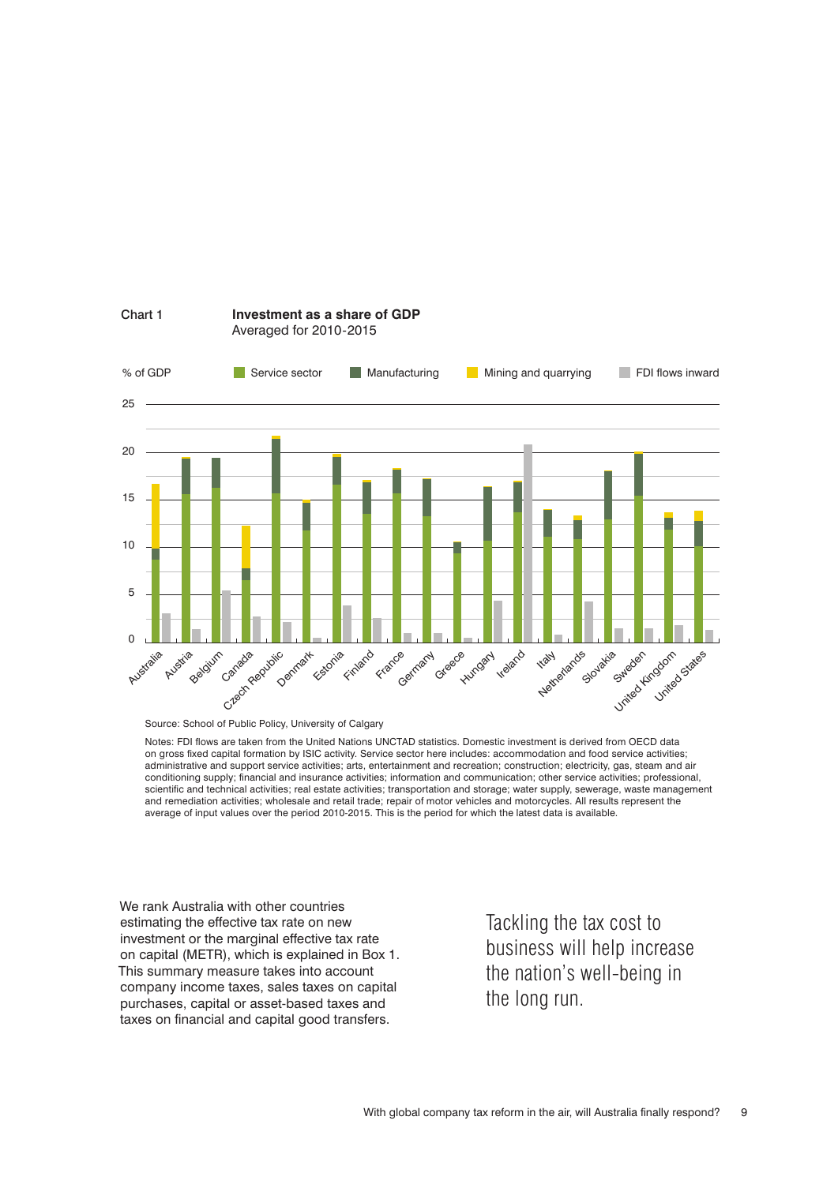Chart 1 **Investment as a share of GDP**
Averaged for 2010-2015

Source: School of Public Policy, University of Calgary

Notes: FDI flows are taken from the United Nations UNCTAD statistics. Domestic investment is derived from OECD data on gross fixed capital formation by ISIC activity. Service sector here includes: accommodation and food service activities; administrative and support service activities; arts, entertainment and recreation; construction; electricity, gas, steam and air conditioning supply; financial and insurance activities; information and communication; other service activities; professional, scientific and technical activities; real estate activities; transportation and storage; water supply, sewerage, waste management and remediation activities; wholesale and retail trade; repair of motor vehicles and motorcycles. All results represent the average of input values over the period 2010-2015. This is the period for which the latest data is available.

We rank Australia with other countries estimating the effective tax rate on new investment or the marginal effective tax rate on capital (METR), which is explained in Box 1. This summary measure takes into account company income taxes, sales taxes on capital purchases, capital or asset-based taxes and taxes on financial and capital good transfers.

Tackling the tax cost to business will help increase the nation's well-being in the long run.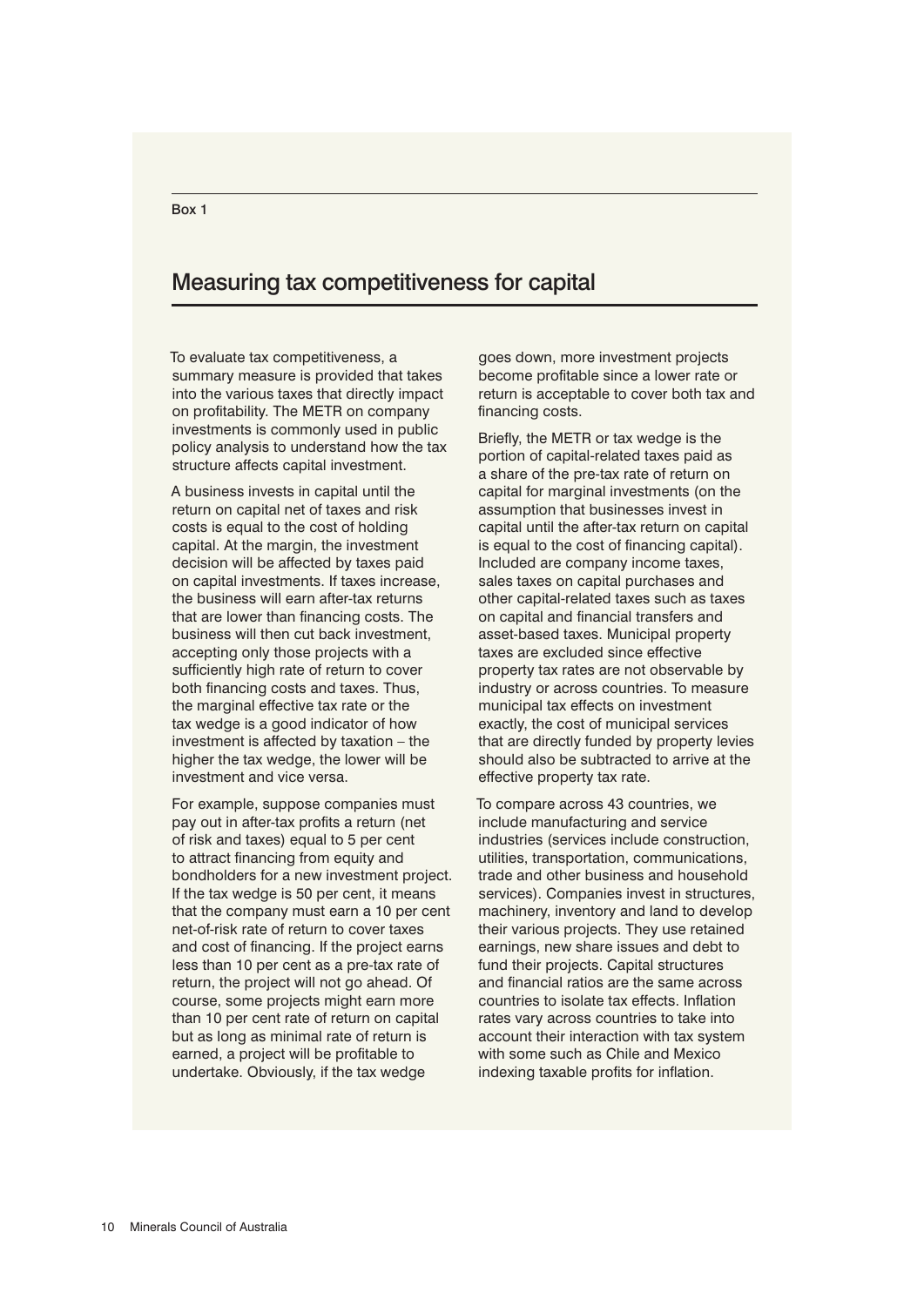Box 1

## Measuring tax competitiveness for capital

To evaluate tax competitiveness, a summary measure is provided that takes into the various taxes that directly impact on profitability. The METR on company investments is commonly used in public policy analysis to understand how the tax structure affects capital investment.

A business invests in capital until the return on capital net of taxes and risk costs is equal to the cost of holding capital. At the margin, the investment decision will be affected by taxes paid on capital investments. If taxes increase, the business will earn after-tax returns that are lower than financing costs. The business will then cut back investment, accepting only those projects with a sufficiently high rate of return to cover both financing costs and taxes. Thus, the marginal effective tax rate or the tax wedge is a good indicator of how investment is affected by taxation – the higher the tax wedge, the lower will be investment and vice versa.

For example, suppose companies must pay out in after-tax profits a return (net of risk and taxes) equal to 5 per cent to attract financing from equity and bondholders for a new investment project. If the tax wedge is 50 per cent, it means that the company must earn a 10 per cent net-of-risk rate of return to cover taxes and cost of financing. If the project earns less than 10 per cent as a pre-tax rate of return, the project will not go ahead. Of course, some projects might earn more than 10 per cent rate of return on capital but as long as minimal rate of return is earned, a project will be profitable to undertake. Obviously, if the tax wedge goes down, more investment projects become profitable since a lower rate or return is acceptable to cover both tax and financing costs.

Briefly, the METR or tax wedge is the portion of capital-related taxes paid as a share of the pre-tax rate of return on capital for marginal investments (on the assumption that businesses invest in capital until the after-tax return on capital is equal to the cost of financing capital). Included are company income taxes, sales taxes on capital purchases and other capital-related taxes such as taxes on capital and financial transfers and asset-based taxes. Municipal property taxes are excluded since effective property tax rates are not observable by industry or across countries. To measure municipal tax effects on investment exactly, the cost of municipal services that are directly funded by property levies should also be subtracted to arrive at the effective property tax rate.

To compare across 43 countries, we include manufacturing and service industries (services include construction, utilities, transportation, communications, trade and other business and household services). Companies invest in structures, machinery, inventory and land to develop their various projects. They use retained earnings, new share issues and debt to fund their projects. Capital structures and financial ratios are the same across countries to isolate tax effects. Inflation rates vary across countries to take into account their interaction with tax system with some such as Chile and Mexico indexing taxable profits for inflation.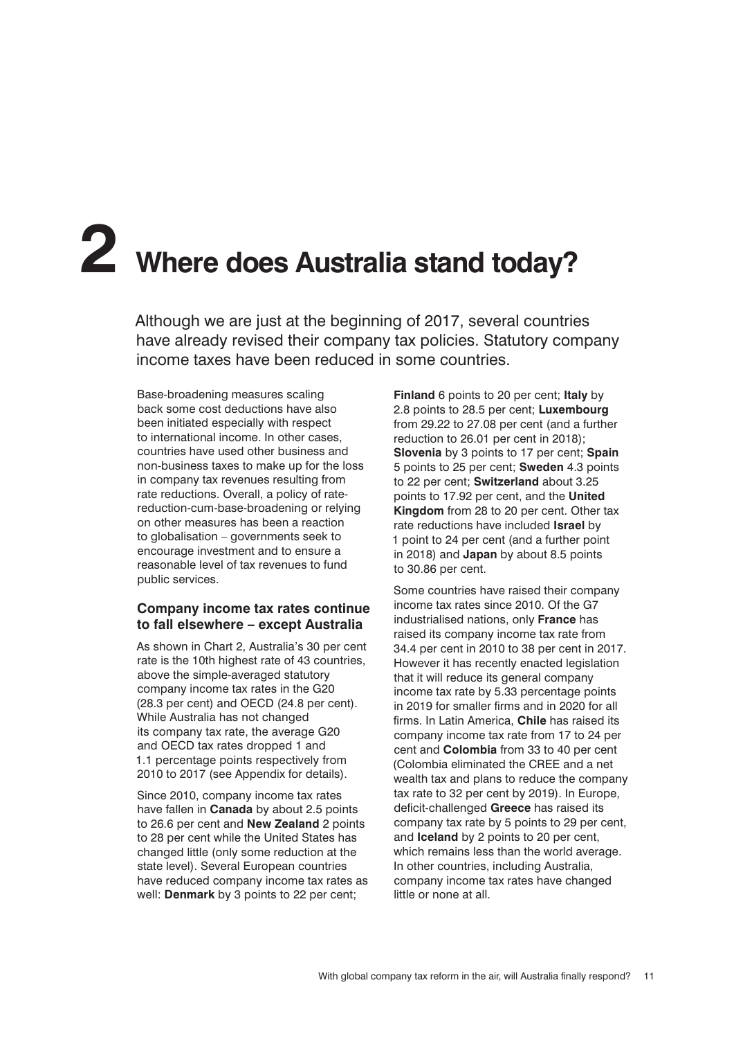# 2 Where does Australia stand today?

Although we are just at the beginning of 2017, several countries have already revised their company tax policies. Statutory company income taxes have been reduced in some countries.

Base-broadening measures scaling back some cost deductions have also been initiated especially with respect to international income. In other cases, countries have used other business and non-business taxes to make up for the loss in company tax revenues resulting from rate reductions. Overall, a policy of rate-reduction-cum-base-broadening or relying on other measures has been a reaction to globalisation – governments seek to encourage investment and to ensure a reasonable level of tax revenues to fund public services.

### Company income tax rates continue to fall elsewhere – except Australia

As shown in Chart 2, Australia's 30 per cent rate is the 10th highest rate of 43 countries, above the simple-averaged statutory company income tax rates in the G20 (28.3 per cent) and OECD (24.8 per cent). While Australia has not changed its company tax rate, the average G20 and OECD tax rates dropped 1 and 1.1 percentage points respectively from 2010 to 2017 (see Appendix for details).

Since 2010, company income tax rates have fallen in **Canada** by about 2.5 points to 26.6 per cent and **New Zealand** 2 points to 28 per cent while the United States has changed little (only some reduction at the state level). Several European countries have reduced company income tax rates as well: **Denmark** by 3 points to 22 per cent; **Finland** 6 points to 20 per cent; **Italy** by 2.8 points to 28.5 per cent; **Luxembourg** from 29.22 to 27.08 per cent (and a further reduction to 26.01 per cent in 2018); **Slovenia** by 3 points to 17 per cent; **Spain** 5 points to 25 per cent; **Sweden** 4.3 points to 22 per cent; **Switzerland** about 3.25 points to 17.92 per cent, and the **United Kingdom** from 28 to 20 per cent. Other tax rate reductions have included **Israel** by 1 point to 24 per cent (and a further point in 2018) and **Japan** by about 8.5 points to 30.86 per cent.

Some countries have raised their company income tax rates since 2010. Of the G7 industrialised nations, only **France** has raised its company income tax rate from 34.4 per cent in 2010 to 38 per cent in 2017. However it has recently enacted legislation that it will reduce its general company income tax rate by 5.33 percentage points in 2019 for smaller firms and in 2020 for all firms. In Latin America, **Chile** has raised its company income tax rate from 17 to 24 per cent and **Colombia** from 33 to 40 per cent (Colombia eliminated the CREE and a net wealth tax and plans to reduce the company tax rate to 32 per cent by 2019). In Europe, deficit-challenged **Greece** has raised its company tax rate by 5 points to 29 per cent, and **Iceland** by 2 points to 20 per cent, which remains less than the world average. In other countries, including Australia, company income tax rates have changed little or none at all.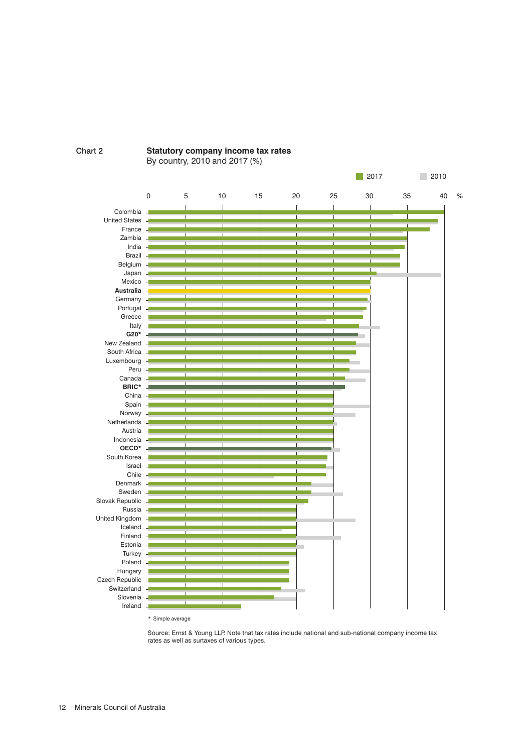Chart 2

**Statutory company income tax rates**
By country, 2010 and 2017 (%)

2017 | 2010

0 5 10 15 20 25 30 35 40 %

Colombia
United States
France
Zambia
India
Brazil
Belgium
Japan
Mexico
**Australia**
Germany
Portugal
Greece
Italy
**G20***
New Zealand
South Africa
Luxembourg
Peru
Canada
**BRIC***
China
Spain
Norway
Netherlands
Austria
Indonesia
**OECD***
South Korea
Israel
Chile
Denmark
Sweden
Slovak Republic
Russia
United Kingdom
Iceland
Finland
Estonia
Turkey
Poland
Hungary
Czech Republic
Switzerland
Slovenia
Ireland

* Simple average

Source: Ernst & Young LLP. Note that tax rates include national and sub-national company income tax rates as well as surtaxes of various types.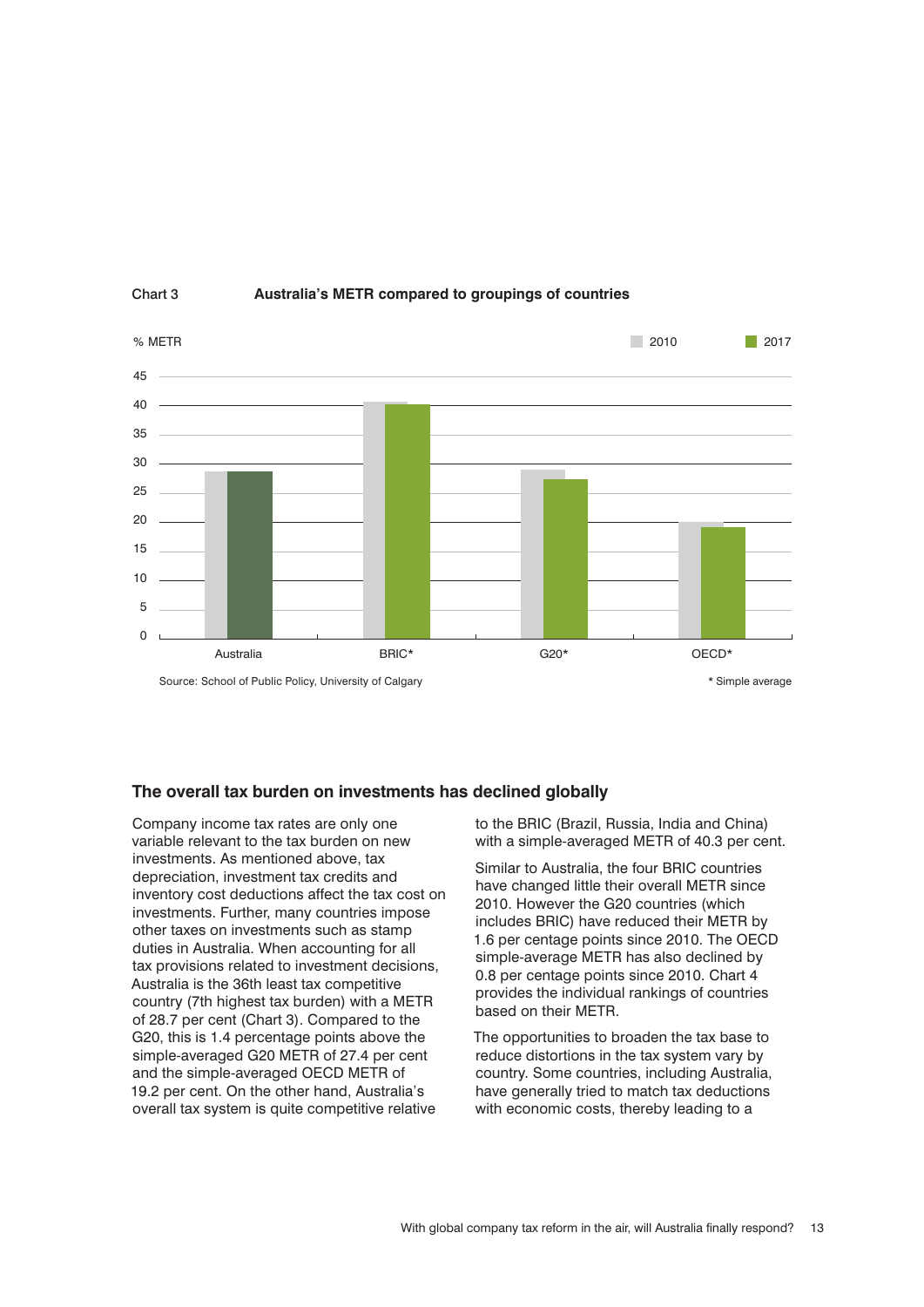Chart 3 **Australia's METR compared to groupings of countries**

Source: School of Public Policy, University of Calgary

\* Simple average

## The overall tax burden on investments has declined globally

Company income tax rates are only one variable relevant to the tax burden on new investments. As mentioned above, tax depreciation, investment tax credits and inventory cost deductions affect the tax cost on investments. Further, many countries impose other taxes on investments such as stamp duties in Australia. When accounting for all tax provisions related to investment decisions, Australia is the 36th least tax competitive country (7th highest tax burden) with a METR of 28.7 per cent (Chart 3). Compared to the G20, this is 1.4 percentage points above the simple-averaged G20 METR of 27.4 per cent and the simple-averaged OECD METR of 19.2 per cent. On the other hand, Australia's overall tax system is quite competitive relative to the BRIC (Brazil, Russia, India and China) with a simple-averaged METR of 40.3 per cent.

Similar to Australia, the four BRIC countries have changed little their overall METR since 2010. However the G20 countries (which includes BRIC) have reduced their METR by 1.6 per centage points since 2010. The OECD simple-average METR has also declined by 0.8 per centage points since 2010. Chart 4 provides the individual rankings of countries based on their METR.

The opportunities to broaden the tax base to reduce distortions in the tax system vary by country. Some countries, including Australia, have generally tried to match tax deductions with economic costs, thereby leading to a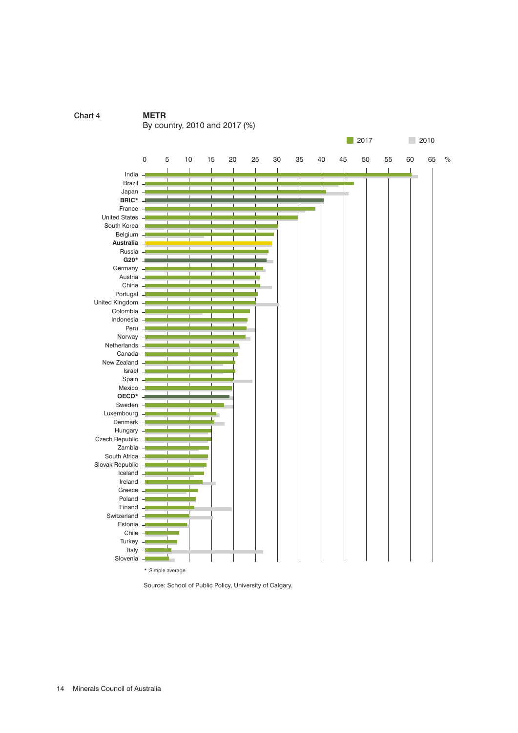Chart 4

**METR**

By country, 2010 and 2017 (%)

| Country | 2017 | 2010 |
|---|---|---|
| India | | |
| Brazil | | |
| Japan | | |
| **BRIC*** | | |
| France | | |
| United States | | |
| South Korea | | |
| Belgium | | |
| **Australia** | | |
| Russia | | |
| **G20*** | | |
| Germany | | |
| Austria | | |
| China | | |
| Portugal | | |
| United Kingdom | | |
| Colombia | | |
| Indonesia | | |
| Peru | | |
| Norway | | |
| Netherlands | | |
| Canada | | |
| New Zealand | | |
| Israel | | |
| Spain | | |
| Mexico | | |
| **OECD*** | | |
| Sweden | | |
| Luxembourg | | |
| Denmark | | |
| Hungary | | |
| Czech Republic | | |
| Zambia | | |
| South Africa | | |
| Slovak Republic | | |
| Iceland | | |
| Ireland | | |
| Greece | | |
| Poland | | |
| Finand | | |
| Switzerland | | |
| Estonia | | |
| Chile | | |
| Turkey | | |
| Italy | | |
| Slovenia | | |

\* Simple average

Source: School of Public Policy, University of Calgary.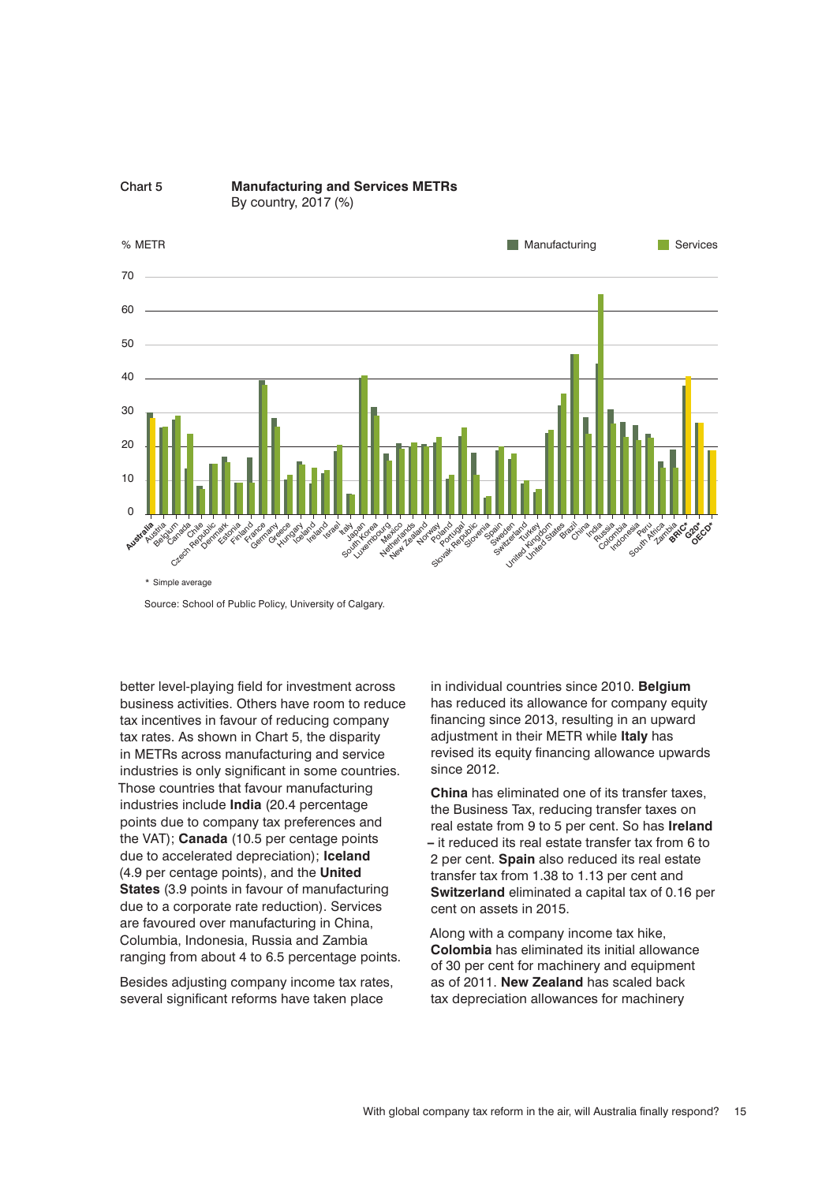Chart 5 **Manufacturing and Services METRs**
By country, 2017 (%)

% METR

Manufacturing | Services

\* Simple average

Source: School of Public Policy, University of Calgary.

better level-playing field for investment across business activities. Others have room to reduce tax incentives in favour of reducing company tax rates. As shown in Chart 5, the disparity in METRs across manufacturing and service industries is only significant in some countries. Those countries that favour manufacturing industries include **India** (20.4 percentage points due to company tax preferences and the VAT); **Canada** (10.5 per centage points due to accelerated depreciation); **Iceland** (4.9 per centage points), and the **United States** (3.9 points in favour of manufacturing due to a corporate rate reduction). Services are favoured over manufacturing in China, Columbia, Indonesia, Russia and Zambia ranging from about 4 to 6.5 percentage points.

Besides adjusting company income tax rates, several significant reforms have taken place in individual countries since 2010. **Belgium** has reduced its allowance for company equity financing since 2013, resulting in an upward adjustment in their METR while **Italy** has revised its equity financing allowance upwards since 2012.

**China** has eliminated one of its transfer taxes, the Business Tax, reducing transfer taxes on real estate from 9 to 5 per cent. So has **Ireland** – it reduced its real estate transfer tax from 6 to 2 per cent. **Spain** also reduced its real estate transfer tax from 1.38 to 1.13 per cent and **Switzerland** eliminated a capital tax of 0.16 per cent on assets in 2015.

Along with a company income tax hike, **Colombia** has eliminated its initial allowance of 30 per cent for machinery and equipment as of 2011. **New Zealand** has scaled back tax depreciation allowances for machinery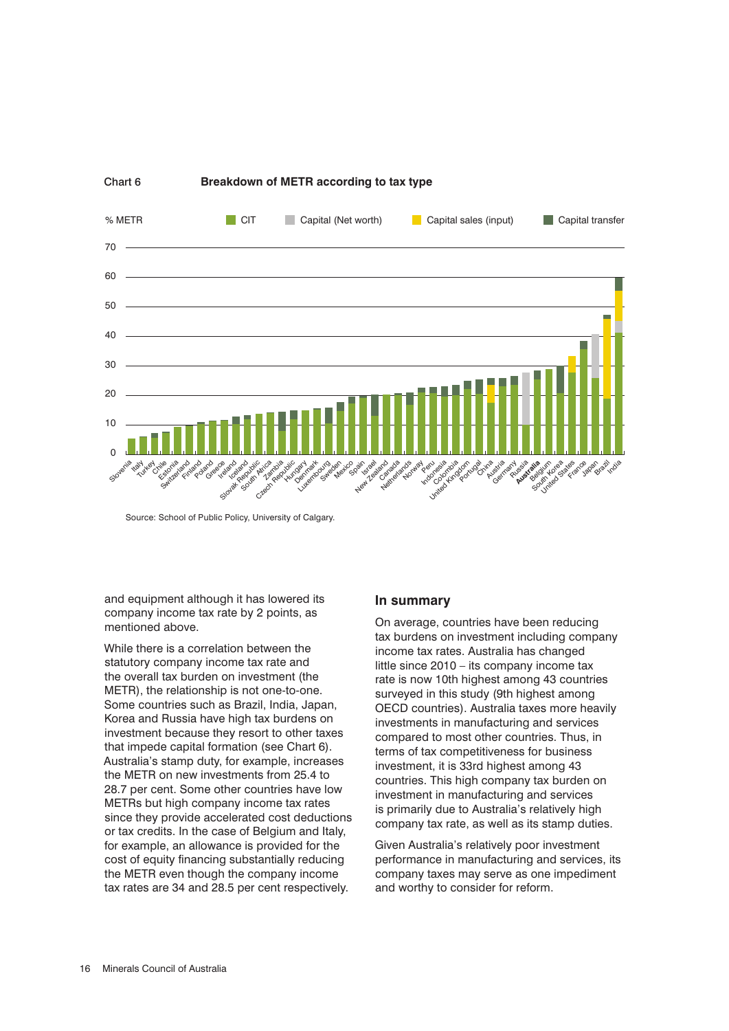Chart 6 **Breakdown of METR according to tax type**

% METR — CIT, Capital (Net worth), Capital sales (input), Capital transfer

Countries (left to right): Slovenia, Italy, Turkey, Chile, Estonia, Switzerland, Finland, Poland, Greece, Ireland, Iceland, Slovak Republic, South Africa, Zambia, Czech Republic, Hungary, Denmark, Luxembourg, Sweden, Mexico, Spain, Israel, New Zealand, Canada, Netherlands, Norway, Peru, Indonesia, Colombia, United Kingdom, Portugal, China, Austria, Germany, Russia, **Australia**, Belgium, South Korea, United States, France, Japan, Brazil, India

Source: School of Public Policy, University of Calgary.

and equipment although it has lowered its company income tax rate by 2 points, as mentioned above.

While there is a correlation between the statutory company income tax rate and the overall tax burden on investment (the METR), the relationship is not one-to-one. Some countries such as Brazil, India, Japan, Korea and Russia have high tax burdens on investment because they resort to other taxes that impede capital formation (see Chart 6). Australia's stamp duty, for example, increases the METR on new investments from 25.4 to 28.7 per cent. Some other countries have low METRs but high company income tax rates since they provide accelerated cost deductions or tax credits. In the case of Belgium and Italy, for example, an allowance is provided for the cost of equity financing substantially reducing the METR even though the company income tax rates are 34 and 28.5 per cent respectively.

## In summary

On average, countries have been reducing tax burdens on investment including company income tax rates. Australia has changed little since 2010 – its company income tax rate is now 10th highest among 43 countries surveyed in this study (9th highest among OECD countries). Australia taxes more heavily investments in manufacturing and services compared to most other countries. Thus, in terms of tax competitiveness for business investment, it is 33rd highest among 43 countries. This high company tax burden on investment in manufacturing and services is primarily due to Australia's relatively high company tax rate, as well as its stamp duties.

Given Australia's relatively poor investment performance in manufacturing and services, its company taxes may serve as one impediment and worthy to consider for reform.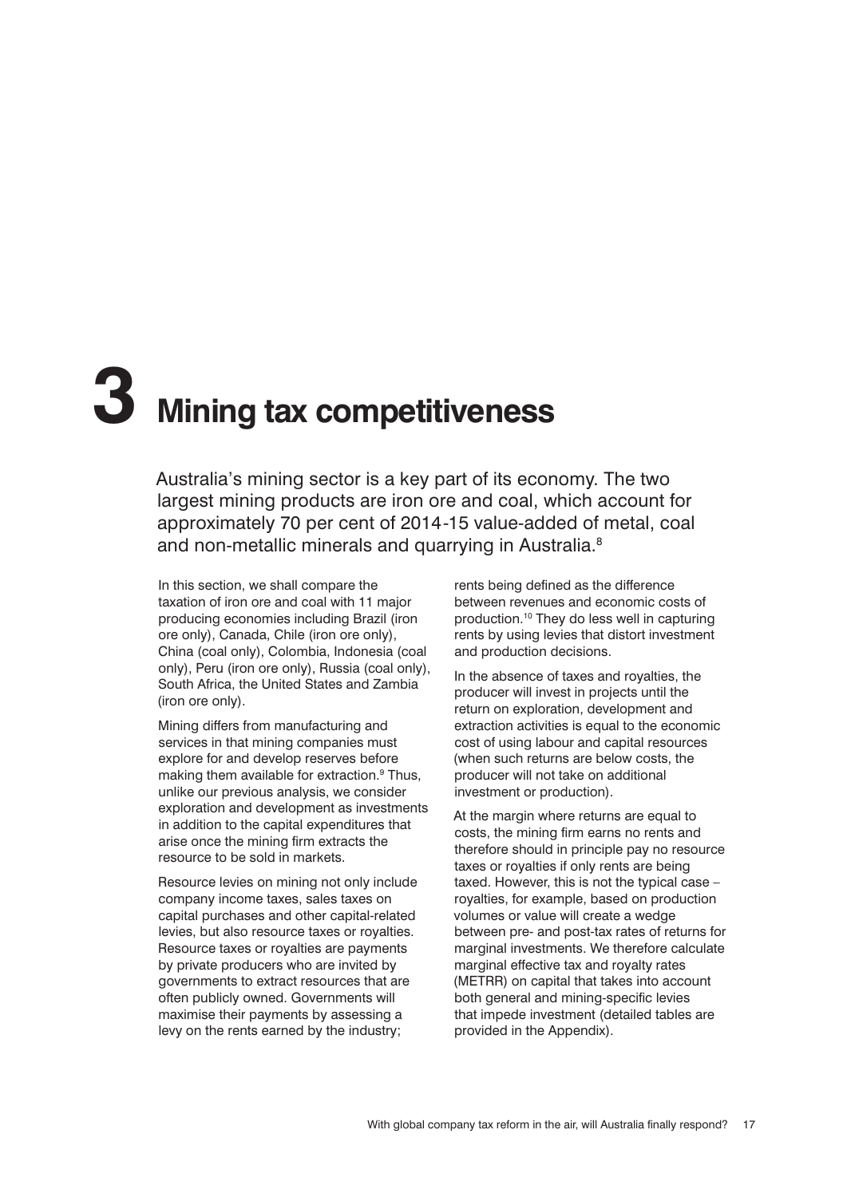# 3 Mining tax competitiveness

Australia's mining sector is a key part of its economy. The two largest mining products are iron ore and coal, which account for approximately 70 per cent of 2014-15 value-added of metal, coal and non-metallic minerals and quarrying in Australia.[8]

In this section, we shall compare the taxation of iron ore and coal with 11 major producing economies including Brazil (iron ore only), Canada, Chile (iron ore only), China (coal only), Colombia, Indonesia (coal only), Peru (iron ore only), Russia (coal only), South Africa, the United States and Zambia (iron ore only).

Mining differs from manufacturing and services in that mining companies must explore for and develop reserves before making them available for extraction.[9] Thus, unlike our previous analysis, we consider exploration and development as investments in addition to the capital expenditures that arise once the mining firm extracts the resource to be sold in markets.

Resource levies on mining not only include company income taxes, sales taxes on capital purchases and other capital-related levies, but also resource taxes or royalties. Resource taxes or royalties are payments by private producers who are invited by governments to extract resources that are often publicly owned. Governments will maximise their payments by assessing a levy on the rents earned by the industry; rents being defined as the difference between revenues and economic costs of production.[10] They do less well in capturing rents by using levies that distort investment and production decisions.

In the absence of taxes and royalties, the producer will invest in projects until the return on exploration, development and extraction activities is equal to the economic cost of using labour and capital resources (when such returns are below costs, the producer will not take on additional investment or production).

At the margin where returns are equal to costs, the mining firm earns no rents and therefore should in principle pay no resource taxes or royalties if only rents are being taxed. However, this is not the typical case – royalties, for example, based on production volumes or value will create a wedge between pre- and post-tax rates of returns for marginal investments. We therefore calculate marginal effective tax and royalty rates (METRR) on capital that takes into account both general and mining-specific levies that impede investment (detailed tables are provided in the Appendix).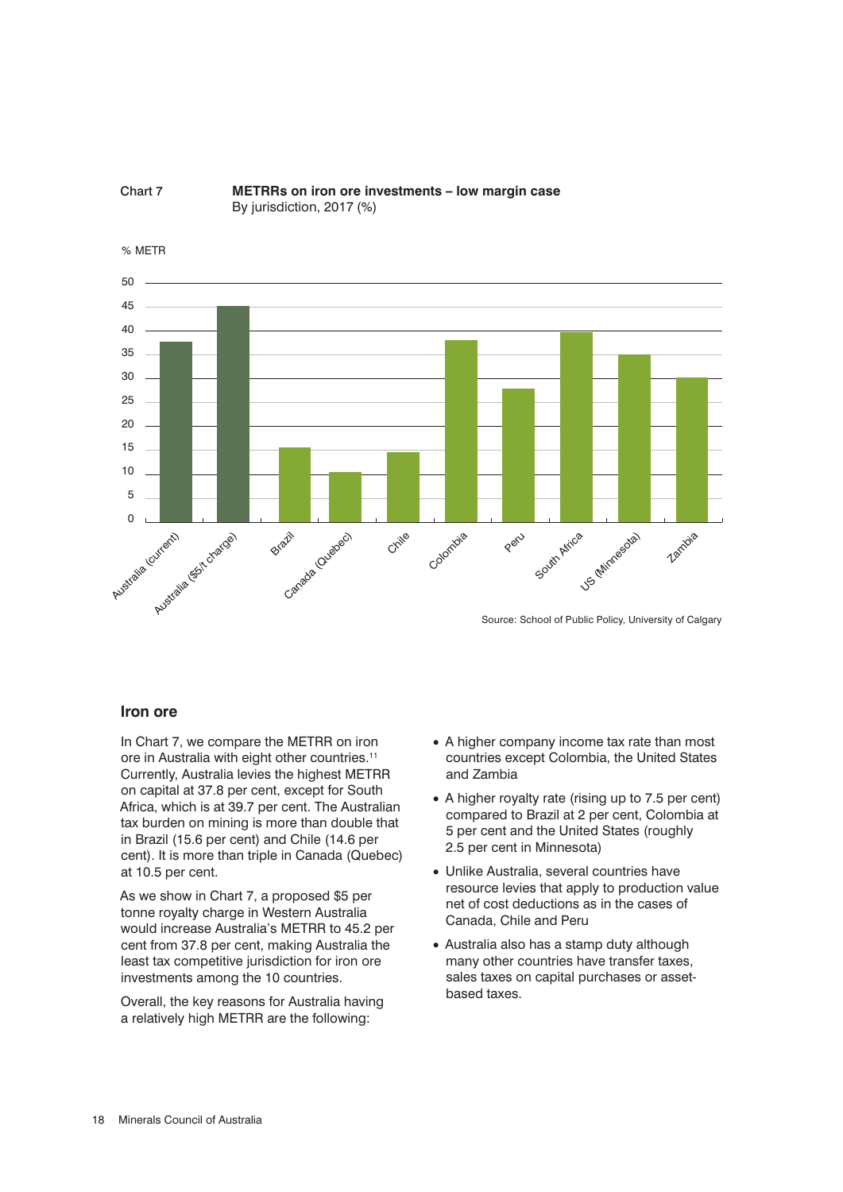Chart 7 **METRRs on iron ore investments – low margin case**
By jurisdiction, 2017 (%)

% METR

| Jurisdiction | % METR |
|---|---|
| Australia (current) | 37.8 |
| Australia ($5/t charge) | 45.2 |
| Brazil | 15.6 |
| Canada (Quebec) | 10.5 |
| Chile | 14.6 |
| Colombia | 38 |
| Peru | 28 |
| South Africa | 39.7 |
| US (Minnesota) | 35 |
| Zambia | 30 |

Source: School of Public Policy, University of Calgary

### Iron ore

In Chart 7, we compare the METRR on iron ore in Australia with eight other countries.[11] Currently, Australia levies the highest METRR on capital at 37.8 per cent, except for South Africa, which is at 39.7 per cent. The Australian tax burden on mining is more than double that in Brazil (15.6 per cent) and Chile (14.6 per cent). It is more than triple in Canada (Quebec) at 10.5 per cent.

As we show in Chart 7, a proposed $5 per tonne royalty charge in Western Australia would increase Australia's METRR to 45.2 per cent from 37.8 per cent, making Australia the least tax competitive jurisdiction for iron ore investments among the 10 countries.

Overall, the key reasons for Australia having a relatively high METRR are the following:

- A higher company income tax rate than most countries except Colombia, the United States and Zambia
- A higher royalty rate (rising up to 7.5 per cent) compared to Brazil at 2 per cent, Colombia at 5 per cent and the United States (roughly 2.5 per cent in Minnesota)
- Unlike Australia, several countries have resource levies that apply to production value net of cost deductions as in the cases of Canada, Chile and Peru
- Australia also has a stamp duty although many other countries have transfer taxes, sales taxes on capital purchases or asset-based taxes.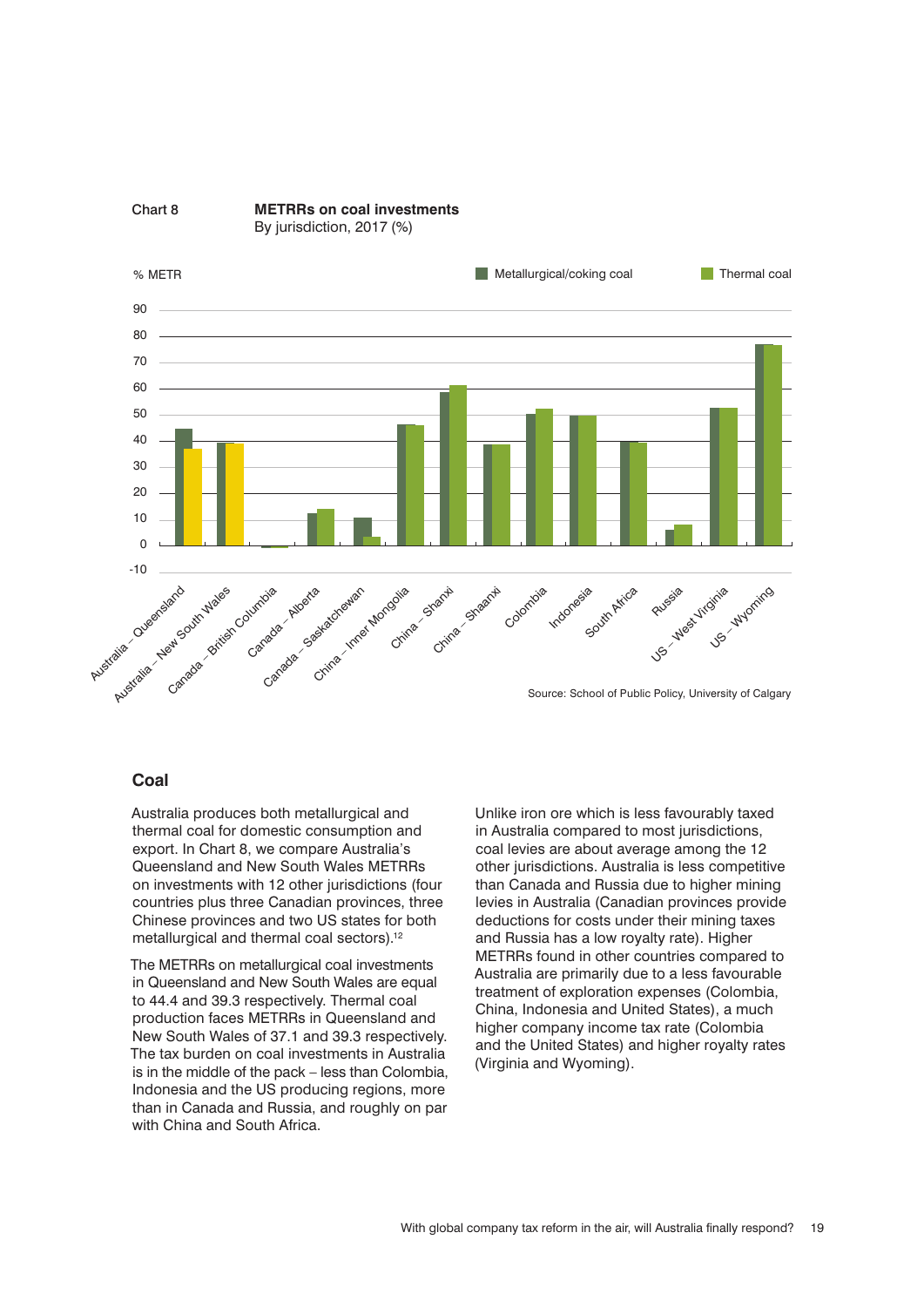Chart 8 **METRRs on coal investments**
By jurisdiction, 2017 (%)

Source: School of Public Policy, University of Calgary

## Coal

Australia produces both metallurgical and thermal coal for domestic consumption and export. In Chart 8, we compare Australia's Queensland and New South Wales METRRs on investments with 12 other jurisdictions (four countries plus three Canadian provinces, three Chinese provinces and two US states for both metallurgical and thermal coal sectors).[12]

The METRRs on metallurgical coal investments in Queensland and New South Wales are equal to 44.4 and 39.3 respectively. Thermal coal production faces METRRs in Queensland and New South Wales of 37.1 and 39.3 respectively. The tax burden on coal investments in Australia is in the middle of the pack – less than Colombia, Indonesia and the US producing regions, more than in Canada and Russia, and roughly on par with China and South Africa.

Unlike iron ore which is less favourably taxed in Australia compared to most jurisdictions, coal levies are about average among the 12 other jurisdictions. Australia is less competitive than Canada and Russia due to higher mining levies in Australia (Canadian provinces provide deductions for costs under their mining taxes and Russia has a low royalty rate). Higher METRRs found in other countries compared to Australia are primarily due to a less favourable treatment of exploration expenses (Colombia, China, Indonesia and United States), a much higher company income tax rate (Colombia and the United States) and higher royalty rates (Virginia and Wyoming).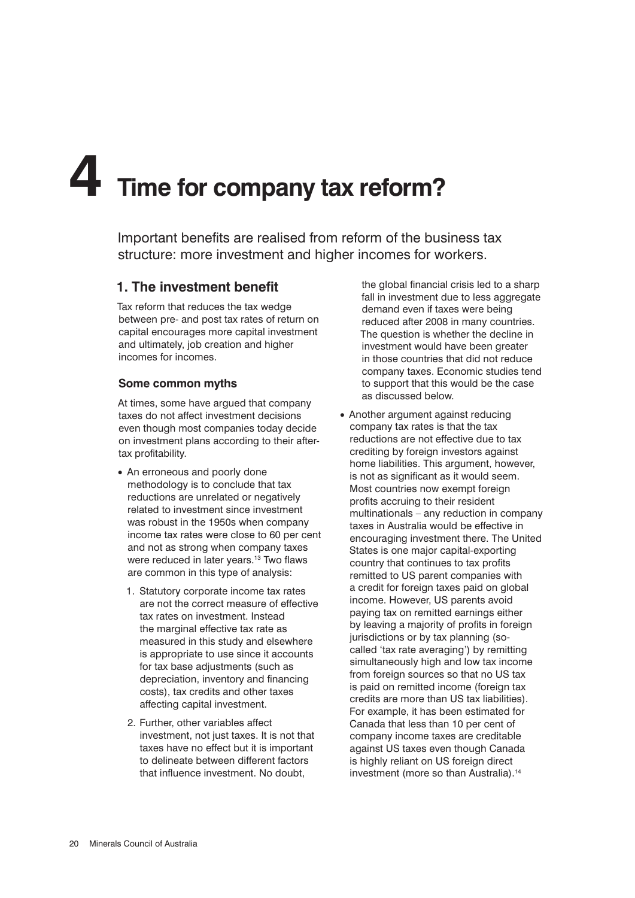# 4 Time for company tax reform?

Important benefits are realised from reform of the business tax structure: more investment and higher incomes for workers.

## 1. The investment benefit

Tax reform that reduces the tax wedge between pre- and post tax rates of return on capital encourages more capital investment and ultimately, job creation and higher incomes for incomes.

### Some common myths

At times, some have argued that company taxes do not affect investment decisions even though most companies today decide on investment plans according to their after-tax profitability.

- An erroneous and poorly done methodology is to conclude that tax reductions are unrelated or negatively related to investment since investment was robust in the 1950s when company income tax rates were close to 60 per cent and not as strong when company taxes were reduced in later years.[13] Two flaws are common in this type of analysis:
  1. Statutory corporate income tax rates are not the correct measure of effective tax rates on investment. Instead the marginal effective tax rate as measured in this study and elsewhere is appropriate to use since it accounts for tax base adjustments (such as depreciation, inventory and financing costs), tax credits and other taxes affecting capital investment.
  2. Further, other variables affect investment, not just taxes. It is not that taxes have no effect but it is important to delineate between different factors that influence investment. No doubt, the global financial crisis led to a sharp fall in investment due to less aggregate demand even if taxes were being reduced after 2008 in many countries. The question is whether the decline in investment would have been greater in those countries that did not reduce company taxes. Economic studies tend to support that this would be the case as discussed below.
- Another argument against reducing company tax rates is that the tax reductions are not effective due to tax crediting by foreign investors against home liabilities. This argument, however, is not as significant as it would seem. Most countries now exempt foreign profits accruing to their resident multinationals – any reduction in company taxes in Australia would be effective in encouraging investment there. The United States is one major capital-exporting country that continues to tax profits remitted to US parent companies with a credit for foreign taxes paid on global income. However, US parents avoid paying tax on remitted earnings either by leaving a majority of profits in foreign jurisdictions or by tax planning (so-called 'tax rate averaging') by remitting simultaneously high and low tax income from foreign sources so that no US tax is paid on remitted income (foreign tax credits are more than US tax liabilities). For example, it has been estimated for Canada that less than 10 per cent of company income taxes are creditable against US taxes even though Canada is highly reliant on US foreign direct investment (more so than Australia).[14]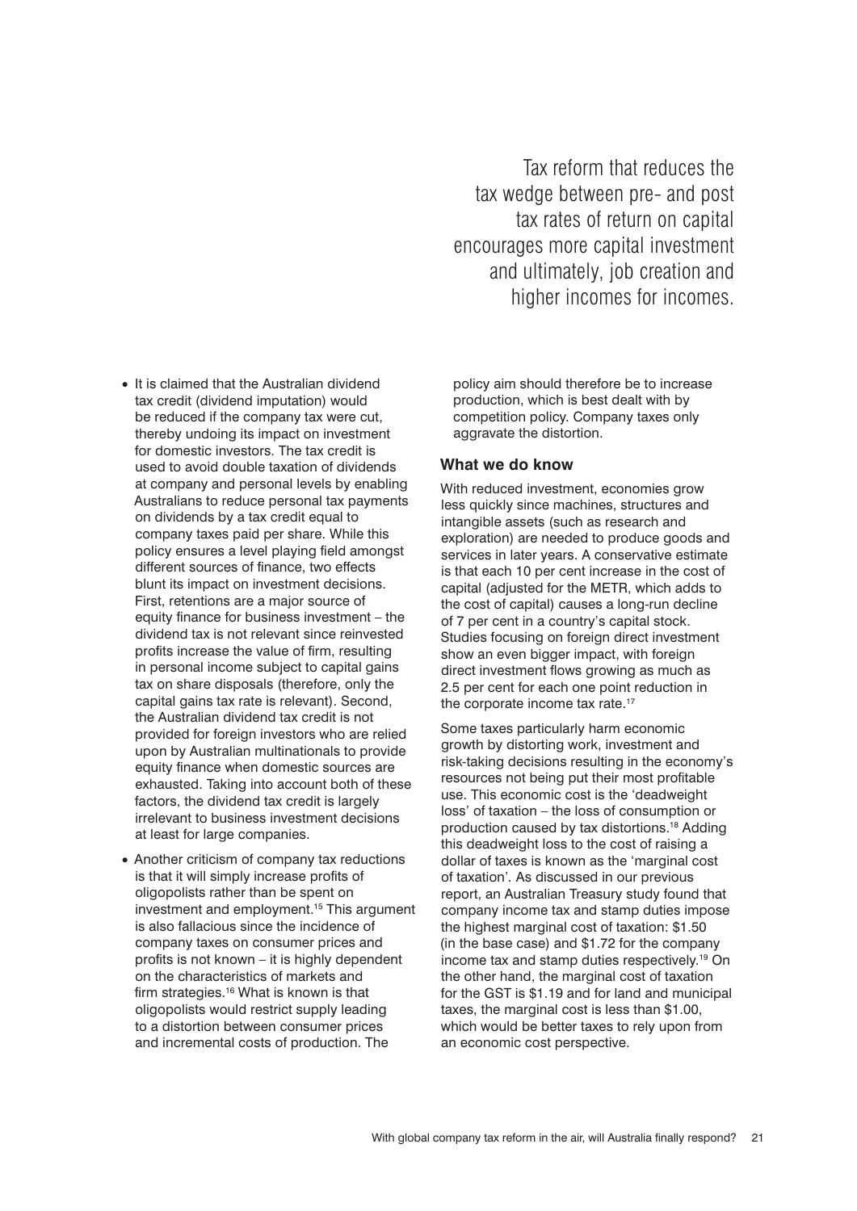> Tax reform that reduces the tax wedge between pre- and post tax rates of return on capital encourages more capital investment and ultimately, job creation and higher incomes for incomes.

- It is claimed that the Australian dividend tax credit (dividend imputation) would be reduced if the company tax were cut, thereby undoing its impact on investment for domestic investors. The tax credit is used to avoid double taxation of dividends at company and personal levels by enabling Australians to reduce personal tax payments on dividends by a tax credit equal to company taxes paid per share. While this policy ensures a level playing field amongst different sources of finance, two effects blunt its impact on investment decisions. First, retentions are a major source of equity finance for business investment – the dividend tax is not relevant since reinvested profits increase the value of firm, resulting in personal income subject to capital gains tax on share disposals (therefore, only the capital gains tax rate is relevant). Second, the Australian dividend tax credit is not provided for foreign investors who are relied upon by Australian multinationals to provide equity finance when domestic sources are exhausted. Taking into account both of these factors, the dividend tax credit is largely irrelevant to business investment decisions at least for large companies.
- Another criticism of company tax reductions is that it will simply increase profits of oligopolists rather than be spent on investment and employment.[15] This argument is also fallacious since the incidence of company taxes on consumer prices and profits is not known – it is highly dependent on the characteristics of markets and firm strategies.[16] What is known is that oligopolists would restrict supply leading to a distortion between consumer prices and incremental costs of production. The policy aim should therefore be to increase production, which is best dealt with by competition policy. Company taxes only aggravate the distortion.

### What we do know

With reduced investment, economies grow less quickly since machines, structures and intangible assets (such as research and exploration) are needed to produce goods and services in later years. A conservative estimate is that each 10 per cent increase in the cost of capital (adjusted for the METR, which adds to the cost of capital) causes a long-run decline of 7 per cent in a country's capital stock. Studies focusing on foreign direct investment show an even bigger impact, with foreign direct investment flows growing as much as 2.5 per cent for each one point reduction in the corporate income tax rate.[17]

Some taxes particularly harm economic growth by distorting work, investment and risk-taking decisions resulting in the economy's resources not being put their most profitable use. This economic cost is the 'deadweight loss' of taxation – the loss of consumption or production caused by tax distortions.[18] Adding this deadweight loss to the cost of raising a dollar of taxes is known as the 'marginal cost of taxation'. As discussed in our previous report, an Australian Treasury study found that company income tax and stamp duties impose the highest marginal cost of taxation: $1.50 (in the base case) and $1.72 for the company income tax and stamp duties respectively.[19] On the other hand, the marginal cost of taxation for the GST is $1.19 and for land and municipal taxes, the marginal cost is less than $1.00, which would be better taxes to rely upon from an economic cost perspective.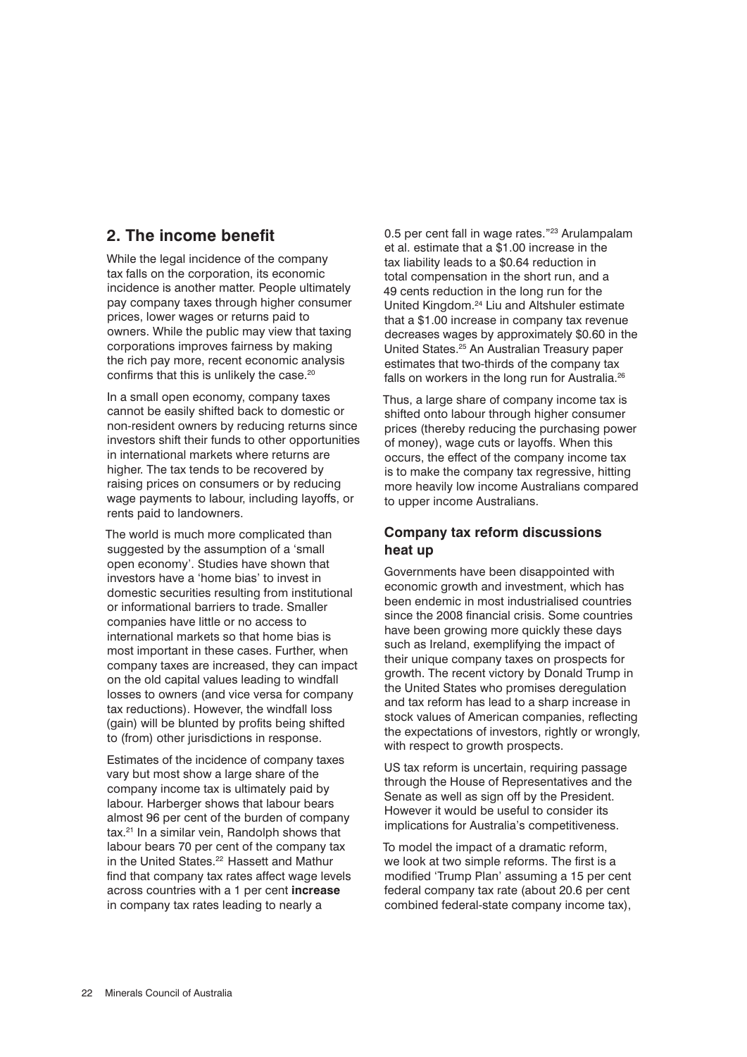## 2. The income benefit

While the legal incidence of the company tax falls on the corporation, its economic incidence is another matter. People ultimately pay company taxes through higher consumer prices, lower wages or returns paid to owners. While the public may view that taxing corporations improves fairness by making the rich pay more, recent economic analysis confirms that this is unlikely the case.[20]

In a small open economy, company taxes cannot be easily shifted back to domestic or non-resident owners by reducing returns since investors shift their funds to other opportunities in international markets where returns are higher. The tax tends to be recovered by raising prices on consumers or by reducing wage payments to labour, including layoffs, or rents paid to landowners.

The world is much more complicated than suggested by the assumption of a 'small open economy'. Studies have shown that investors have a 'home bias' to invest in domestic securities resulting from institutional or informational barriers to trade. Smaller companies have little or no access to international markets so that home bias is most important in these cases. Further, when company taxes are increased, they can impact on the old capital values leading to windfall losses to owners (and vice versa for company tax reductions). However, the windfall loss (gain) will be blunted by profits being shifted to (from) other jurisdictions in response.

Estimates of the incidence of company taxes vary but most show a large share of the company income tax is ultimately paid by labour. Harberger shows that labour bears almost 96 per cent of the burden of company tax.[21] In a similar vein, Randolph shows that labour bears 70 per cent of the company tax in the United States.[22] Hassett and Mathur find that company tax rates affect wage levels across countries with a 1 per cent **increase** in company tax rates leading to nearly a 0.5 per cent fall in wage rates."[23] Arulampalam et al. estimate that a $1.00 increase in the tax liability leads to a $0.64 reduction in total compensation in the short run, and a 49 cents reduction in the long run for the United Kingdom.[24] Liu and Altshuler estimate that a $1.00 increase in company tax revenue decreases wages by approximately $0.60 in the United States.[25] An Australian Treasury paper estimates that two-thirds of the company tax falls on workers in the long run for Australia.[26]

Thus, a large share of company income tax is shifted onto labour through higher consumer prices (thereby reducing the purchasing power of money), wage cuts or layoffs. When this occurs, the effect of the company income tax is to make the company tax regressive, hitting more heavily low income Australians compared to upper income Australians.

### Company tax reform discussions heat up

Governments have been disappointed with economic growth and investment, which has been endemic in most industrialised countries since the 2008 financial crisis. Some countries have been growing more quickly these days such as Ireland, exemplifying the impact of their unique company taxes on prospects for growth. The recent victory by Donald Trump in the United States who promises deregulation and tax reform has lead to a sharp increase in stock values of American companies, reflecting the expectations of investors, rightly or wrongly, with respect to growth prospects.

US tax reform is uncertain, requiring passage through the House of Representatives and the Senate as well as sign off by the President. However it would be useful to consider its implications for Australia's competitiveness.

To model the impact of a dramatic reform, we look at two simple reforms. The first is a modified 'Trump Plan' assuming a 15 per cent federal company tax rate (about 20.6 per cent combined federal-state company income tax),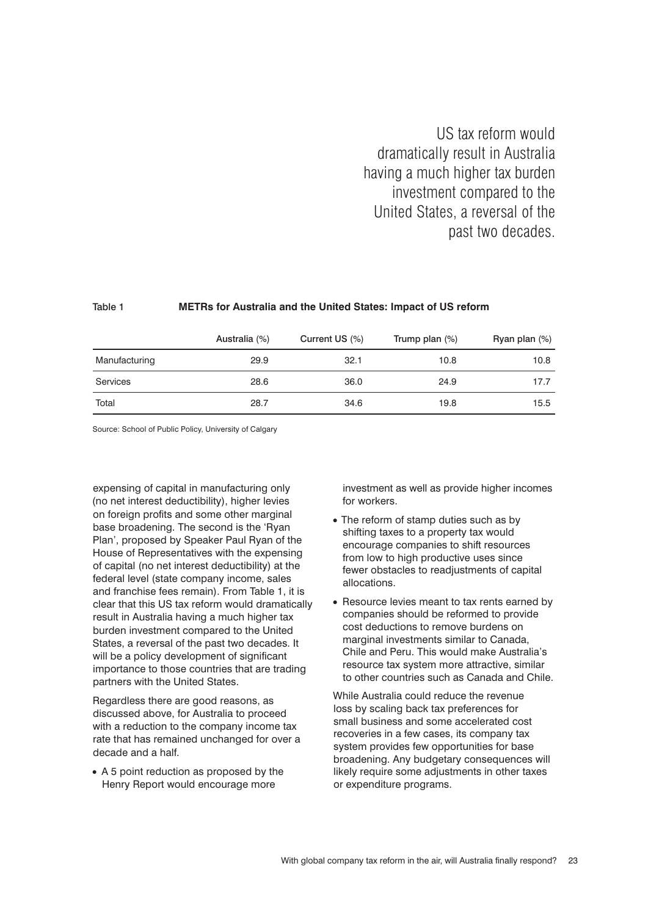> US tax reform would dramatically result in Australia having a much higher tax burden investment compared to the United States, a reversal of the past two decades.

Table 1 **METRs for Australia and the United States: Impact of US reform**

| | Australia (%) | Current US (%) | Trump plan (%) | Ryan plan (%) |
|---|---|---|---|---|
| Manufacturing | 29.9 | 32.1 | 10.8 | 10.8 |
| Services | 28.6 | 36.0 | 24.9 | 17.7 |
| Total | 28.7 | 34.6 | 19.8 | 15.5 |

Source: School of Public Policy, University of Calgary

expensing of capital in manufacturing only (no net interest deductibility), higher levies on foreign profits and some other marginal base broadening. The second is the 'Ryan Plan', proposed by Speaker Paul Ryan of the House of Representatives with the expensing of capital (no net interest deductibility) at the federal level (state company income, sales and franchise fees remain). From Table 1, it is clear that this US tax reform would dramatically result in Australia having a much higher tax burden investment compared to the United States, a reversal of the past two decades. It will be a policy development of significant importance to those countries that are trading partners with the United States.

Regardless there are good reasons, as discussed above, for Australia to proceed with a reduction to the company income tax rate that has remained unchanged for over a decade and a half.

- A 5 point reduction as proposed by the Henry Report would encourage more investment as well as provide higher incomes for workers.
- The reform of stamp duties such as by shifting taxes to a property tax would encourage companies to shift resources from low to high productive uses since fewer obstacles to readjustments of capital allocations.
- Resource levies meant to tax rents earned by companies should be reformed to provide cost deductions to remove burdens on marginal investments similar to Canada, Chile and Peru. This would make Australia's resource tax system more attractive, similar to other countries such as Canada and Chile.

While Australia could reduce the revenue loss by scaling back tax preferences for small business and some accelerated cost recoveries in a few cases, its company tax system provides few opportunities for base broadening. Any budgetary consequences will likely require some adjustments in other taxes or expenditure programs.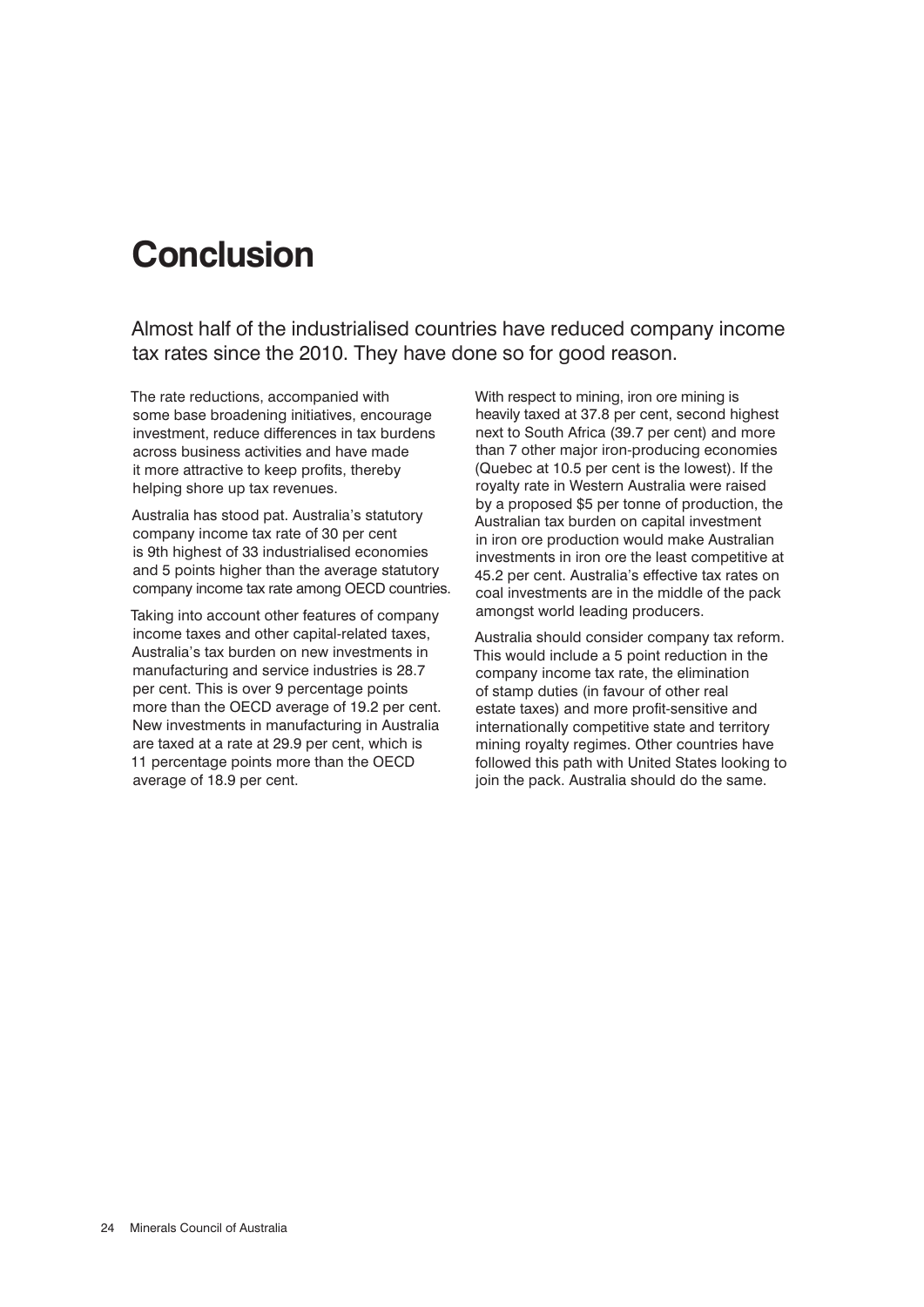# Conclusion

Almost half of the industrialised countries have reduced company income tax rates since the 2010. They have done so for good reason.

The rate reductions, accompanied with some base broadening initiatives, encourage investment, reduce differences in tax burdens across business activities and have made it more attractive to keep profits, thereby helping shore up tax revenues.

Australia has stood pat. Australia's statutory company income tax rate of 30 per cent is 9th highest of 33 industrialised economies and 5 points higher than the average statutory company income tax rate among OECD countries.

Taking into account other features of company income taxes and other capital-related taxes, Australia's tax burden on new investments in manufacturing and service industries is 28.7 per cent. This is over 9 percentage points more than the OECD average of 19.2 per cent. New investments in manufacturing in Australia are taxed at a rate at 29.9 per cent, which is 11 percentage points more than the OECD average of 18.9 per cent.

With respect to mining, iron ore mining is heavily taxed at 37.8 per cent, second highest next to South Africa (39.7 per cent) and more than 7 other major iron-producing economies (Quebec at 10.5 per cent is the lowest). If the royalty rate in Western Australia were raised by a proposed $5 per tonne of production, the Australian tax burden on capital investment in iron ore production would make Australian investments in iron ore the least competitive at 45.2 per cent. Australia's effective tax rates on coal investments are in the middle of the pack amongst world leading producers.

Australia should consider company tax reform. This would include a 5 point reduction in the company income tax rate, the elimination of stamp duties (in favour of other real estate taxes) and more profit-sensitive and internationally competitive state and territory mining royalty regimes. Other countries have followed this path with United States looking to join the pack. Australia should do the same.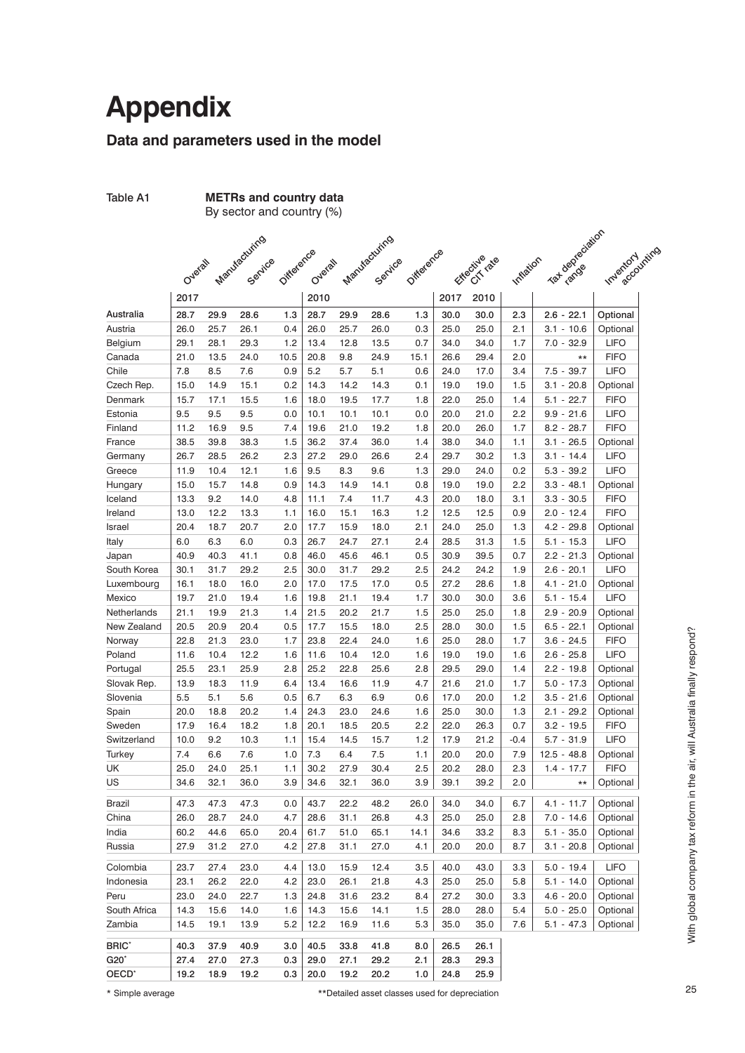# Appendix

## Data and parameters used in the model

Table A1 **METRs and country data**
By sector and country (%)

| | Overall | Manufacturing | Service | Difference | Overall | Manufacturing | Service | Difference | Effective CIT rate | | Inflation | Tax depreciation range | Inventory accounting |
|---|---|---|---|---|---|---|---|---|---|---|---|---|---|
| | 2017 | | | | 2010 | | | | 2017 | 2010 | | | |
| **Australia** | **28.7** | **29.9** | **28.6** | **1.3** | **28.7** | **29.9** | **28.6** | **1.3** | **30.0** | **30.0** | **2.3** | **2.6 - 22.1** | **Optional** |
| Austria | 26.0 | 25.7 | 26.1 | 0.4 | 26.0 | 25.7 | 26.0 | 0.3 | 25.0 | 25.0 | 2.1 | 3.1 - 10.6 | Optional |
| Belgium | 29.1 | 28.1 | 29.3 | 1.2 | 13.4 | 12.8 | 13.5 | 0.7 | 34.0 | 34.0 | 1.7 | 7.0 - 32.9 | LIFO |
| Canada | 21.0 | 13.5 | 24.0 | 10.5 | 20.8 | 9.8 | 24.9 | 15.1 | 26.6 | 29.4 | 2.0 | ** | FIFO |
| Chile | 7.8 | 8.5 | 7.6 | 0.9 | 5.2 | 5.7 | 5.1 | 0.6 | 24.0 | 17.0 | 3.4 | 7.5 - 39.7 | LIFO |
| Czech Rep. | 15.0 | 14.9 | 15.1 | 0.2 | 14.3 | 14.2 | 14.3 | 0.1 | 19.0 | 19.0 | 1.5 | 3.1 - 20.8 | Optional |
| Denmark | 15.7 | 17.1 | 15.5 | 1.6 | 18.0 | 19.5 | 17.7 | 1.8 | 22.0 | 25.0 | 1.4 | 5.1 - 22.7 | FIFO |
| Estonia | 9.5 | 9.5 | 9.5 | 0.0 | 10.1 | 10.1 | 10.1 | 0.0 | 20.0 | 21.0 | 2.2 | 9.9 - 21.6 | LIFO |
| Finland | 11.2 | 16.9 | 9.5 | 7.4 | 19.6 | 21.0 | 19.2 | 1.8 | 20.0 | 26.0 | 1.7 | 8.2 - 28.7 | FIFO |
| France | 38.5 | 39.8 | 38.3 | 1.5 | 36.2 | 37.4 | 36.0 | 1.4 | 38.0 | 34.0 | 1.1 | 3.1 - 26.5 | Optional |
| Germany | 26.7 | 28.5 | 26.2 | 2.3 | 27.2 | 29.0 | 26.6 | 2.4 | 29.7 | 30.2 | 1.3 | 3.1 - 14.4 | LIFO |
| Greece | 11.9 | 10.4 | 12.1 | 1.6 | 9.5 | 8.3 | 9.6 | 1.3 | 29.0 | 24.0 | 0.2 | 5.3 - 39.2 | LIFO |
| Hungary | 15.0 | 15.7 | 14.8 | 0.9 | 14.3 | 14.9 | 14.1 | 0.8 | 19.0 | 19.0 | 2.2 | 3.3 - 48.1 | Optional |
| Iceland | 13.3 | 9.2 | 14.0 | 4.8 | 11.1 | 7.4 | 11.7 | 4.3 | 20.0 | 18.0 | 3.1 | 3.3 - 30.5 | FIFO |
| Ireland | 13.0 | 12.2 | 13.3 | 1.1 | 16.0 | 15.1 | 16.3 | 1.2 | 12.5 | 12.5 | 0.9 | 2.0 - 12.4 | FIFO |
| Israel | 20.4 | 18.7 | 20.7 | 2.0 | 17.7 | 15.9 | 18.0 | 2.1 | 24.0 | 25.0 | 1.3 | 4.2 - 29.8 | Optional |
| Italy | 6.0 | 6.3 | 6.0 | 0.3 | 26.7 | 24.7 | 27.1 | 2.4 | 28.5 | 31.3 | 1.5 | 5.1 - 15.3 | LIFO |
| Japan | 40.9 | 40.3 | 41.1 | 0.8 | 46.0 | 45.6 | 46.1 | 0.5 | 30.9 | 39.5 | 0.7 | 2.2 - 21.3 | Optional |
| South Korea | 30.1 | 31.7 | 29.2 | 2.5 | 30.0 | 31.7 | 29.2 | 2.5 | 24.2 | 24.2 | 1.9 | 2.6 - 20.1 | LIFO |
| Luxembourg | 16.1 | 18.0 | 16.0 | 2.0 | 17.0 | 17.5 | 17.0 | 0.5 | 27.2 | 28.6 | 1.8 | 4.1 - 21.0 | Optional |
| Mexico | 19.7 | 21.0 | 19.4 | 1.6 | 19.8 | 21.1 | 19.4 | 1.7 | 30.0 | 30.0 | 3.6 | 5.1 - 15.4 | LIFO |
| Netherlands | 21.1 | 19.9 | 21.3 | 1.4 | 21.5 | 20.2 | 21.7 | 1.5 | 25.0 | 25.0 | 1.8 | 2.9 - 20.9 | Optional |
| New Zealand | 20.5 | 20.9 | 20.4 | 0.5 | 17.7 | 15.5 | 18.0 | 2.5 | 28.0 | 30.0 | 1.5 | 6.5 - 22.1 | Optional |
| Norway | 22.8 | 21.3 | 23.0 | 1.7 | 23.8 | 22.4 | 24.0 | 1.6 | 25.0 | 28.0 | 1.7 | 3.6 - 24.5 | FIFO |
| Poland | 11.6 | 10.4 | 12.2 | 1.6 | 11.6 | 10.4 | 12.0 | 1.6 | 19.0 | 19.0 | 1.6 | 2.6 - 25.8 | LIFO |
| Portugal | 25.5 | 23.1 | 25.9 | 2.8 | 25.2 | 22.8 | 25.6 | 2.8 | 29.5 | 29.0 | 1.4 | 2.2 - 19.8 | Optional |
| Slovak Rep. | 13.9 | 18.3 | 11.9 | 6.4 | 13.4 | 16.6 | 11.9 | 4.7 | 21.6 | 21.0 | 1.7 | 5.0 - 17.3 | Optional |
| Slovenia | 5.5 | 5.1 | 5.6 | 0.5 | 6.7 | 6.3 | 6.9 | 0.6 | 17.0 | 20.0 | 1.2 | 3.5 - 21.6 | Optional |
| Spain | 20.0 | 18.8 | 20.2 | 1.4 | 24.3 | 23.0 | 24.6 | 1.6 | 25.0 | 30.0 | 1.3 | 2.1 - 29.2 | Optional |
| Sweden | 17.9 | 16.4 | 18.2 | 1.8 | 20.1 | 18.5 | 20.5 | 2.2 | 22.0 | 26.3 | 0.7 | 3.2 - 19.5 | FIFO |
| Switzerland | 10.0 | 9.2 | 10.3 | 1.1 | 15.4 | 14.5 | 15.7 | 1.2 | 17.9 | 21.2 | -0.4 | 5.7 - 31.9 | LIFO |
| Turkey | 7.4 | 6.6 | 7.6 | 1.0 | 7.3 | 6.4 | 7.5 | 1.1 | 20.0 | 20.0 | 7.9 | 12.5 - 48.8 | Optional |
| UK | 25.0 | 24.0 | 25.1 | 1.1 | 30.2 | 27.9 | 30.4 | 2.5 | 20.2 | 28.0 | 2.3 | 1.4 - 17.7 | FIFO |
| US | 34.6 | 32.1 | 36.0 | 3.9 | 34.6 | 32.1 | 36.0 | 3.9 | 39.1 | 39.2 | 2.0 | ** | Optional |
| Brazil | 47.3 | 47.3 | 47.3 | 0.0 | 43.7 | 22.2 | 48.2 | 26.0 | 34.0 | 34.0 | 6.7 | 4.1 - 11.7 | Optional |
| China | 26.0 | 28.7 | 24.0 | 4.7 | 28.6 | 31.1 | 26.8 | 4.3 | 25.0 | 25.0 | 2.8 | 7.0 - 14.6 | Optional |
| India | 60.2 | 44.6 | 65.0 | 20.4 | 61.7 | 51.0 | 65.1 | 14.1 | 34.6 | 33.2 | 8.3 | 5.1 - 35.0 | Optional |
| Russia | 27.9 | 31.2 | 27.0 | 4.2 | 27.8 | 31.1 | 27.0 | 4.1 | 20.0 | 20.0 | 8.7 | 3.1 - 20.8 | Optional |
| Colombia | 23.7 | 27.4 | 23.0 | 4.4 | 13.0 | 15.9 | 12.4 | 3.5 | 40.0 | 43.0 | 3.3 | 5.0 - 19.4 | LIFO |
| Indonesia | 23.1 | 26.2 | 22.0 | 4.2 | 23.0 | 26.1 | 21.8 | 4.3 | 25.0 | 25.0 | 5.8 | 5.1 - 14.0 | Optional |
| Peru | 23.0 | 24.0 | 22.7 | 1.3 | 24.8 | 31.6 | 23.2 | 8.4 | 27.2 | 30.0 | 3.3 | 4.6 - 20.0 | Optional |
| South Africa | 14.3 | 15.6 | 14.0 | 1.6 | 14.3 | 15.6 | 14.1 | 1.5 | 28.0 | 28.0 | 5.4 | 5.0 - 25.0 | Optional |
| Zambia | 14.5 | 19.1 | 13.9 | 5.2 | 12.2 | 16.9 | 11.6 | 5.3 | 35.0 | 35.0 | 7.6 | 5.1 - 47.3 | Optional |
| **BRIC*** | **40.3** | **37.9** | **40.9** | **3.0** | **40.5** | **33.8** | **41.8** | **8.0** | **26.5** | **26.1** | | | |
| **G20*** | **27.4** | **27.0** | **27.3** | **0.3** | **29.0** | **27.1** | **29.2** | **2.1** | **28.3** | **29.3** | | | |
| **OECD*** | **19.2** | **18.9** | **19.2** | **0.3** | **20.0** | **19.2** | **20.2** | **1.0** | **24.8** | **25.9** | | | |

\* Simple average

\*\*Detailed asset classes used for depreciation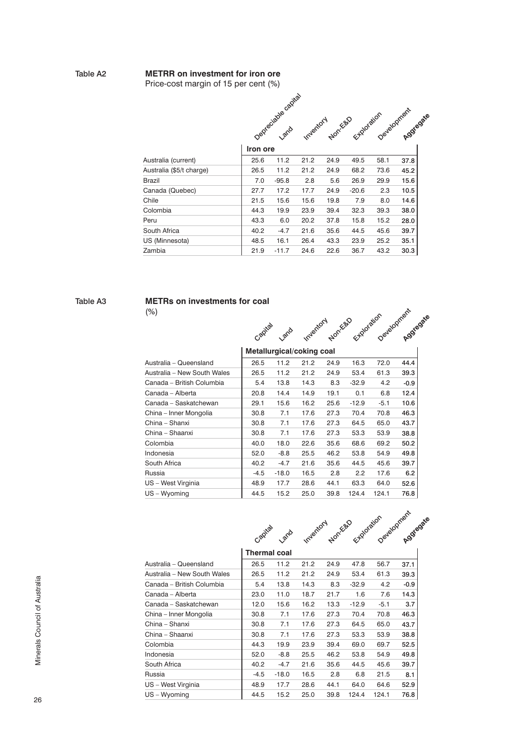Table A2

**METRR on investment for iron ore**

Price-cost margin of 15 per cent (%)

| | Depreciable capital | Land | Inventory | Non-E&D | Exploration | Development | **Aggregate** |
|---|---|---|---|---|---|---|---|
| | **Iron ore** | | | | | | |
| Australia (current) | 25.6 | 11.2 | 21.2 | 24.9 | 49.5 | 58.1 | **37.8** |
| Australia ($5/t charge) | 26.5 | 11.2 | 21.2 | 24.9 | 68.2 | 73.6 | **45.2** |
| Brazil | 7.0 | -95.8 | 2.8 | 5.6 | 26.9 | 29.9 | **15.6** |
| Canada (Quebec) | 27.7 | 17.2 | 17.7 | 24.9 | -20.6 | 2.3 | **10.5** |
| Chile | 21.5 | 15.6 | 15.6 | 19.8 | 7.9 | 8.0 | **14.6** |
| Colombia | 44.3 | 19.9 | 23.9 | 39.4 | 32.3 | 39.3 | **38.0** |
| Peru | 43.3 | 6.0 | 20.2 | 37.8 | 15.8 | 15.2 | **28.0** |
| South Africa | 40.2 | -4.7 | 21.6 | 35.6 | 44.5 | 45.6 | **39.7** |
| US (Minnesota) | 48.5 | 16.1 | 26.4 | 43.3 | 23.9 | 25.2 | **35.1** |
| Zambia | 21.9 | -11.7 | 24.6 | 22.6 | 36.7 | 43.2 | **30.3** |

Table A3

**METRs on investments for coal**

(%)

| | Capital | Land | Inventory | Non-E&D | Exploration | Development | **Aggregate** |
|---|---|---|---|---|---|---|---|
| | **Metallurgical/coking coal** | | | | | | |
| Australia – Queensland | 26.5 | 11.2 | 21.2 | 24.9 | 16.3 | 72.0 | **44.4** |
| Australia – New South Wales | 26.5 | 11.2 | 21.2 | 24.9 | 53.4 | 61.3 | **39.3** |
| Canada – British Columbia | 5.4 | 13.8 | 14.3 | 8.3 | -32.9 | 4.2 | **-0.9** |
| Canada – Alberta | 20.8 | 14.4 | 14.9 | 19.1 | 0.1 | 6.8 | **12.4** |
| Canada – Saskatchewan | 29.1 | 15.6 | 16.2 | 25.6 | -12.9 | -5.1 | **10.6** |
| China – Inner Mongolia | 30.8 | 7.1 | 17.6 | 27.3 | 70.4 | 70.8 | **46.3** |
| China – Shanxi | 30.8 | 7.1 | 17.6 | 27.3 | 64.5 | 65.0 | **43.7** |
| China – Shaanxi | 30.8 | 7.1 | 17.6 | 27.3 | 53.3 | 53.9 | **38.8** |
| Colombia | 40.0 | 18.0 | 22.6 | 35.6 | 68.6 | 69.2 | **50.2** |
| Indonesia | 52.0 | -8.8 | 25.5 | 46.2 | 53.8 | 54.9 | **49.8** |
| South Africa | 40.2 | -4.7 | 21.6 | 35.6 | 44.5 | 45.6 | **39.7** |
| Russia | -4.5 | -18.0 | 16.5 | 2.8 | 2.2 | 17.6 | **6.2** |
| US – West Virginia | 48.9 | 17.7 | 28.6 | 44.1 | 63.3 | 64.0 | **52.6** |
| US – Wyoming | 44.5 | 15.2 | 25.0 | 39.8 | 124.4 | 124.1 | **76.8** |

| | Capital | Land | Inventory | Non-E&D | Exploration | Development | **Aggregate** |
|---|---|---|---|---|---|---|---|
| | **Thermal coal** | | | | | | |
| Australia – Queensland | 26.5 | 11.2 | 21.2 | 24.9 | 47.8 | 56.7 | **37.1** |
| Australia – New South Wales | 26.5 | 11.2 | 21.2 | 24.9 | 53.4 | 61.3 | **39.3** |
| Canada – British Columbia | 5.4 | 13.8 | 14.3 | 8.3 | -32.9 | 4.2 | **-0.9** |
| Canada – Alberta | 23.0 | 11.0 | 18.7 | 21.7 | 1.6 | 7.6 | **14.3** |
| Canada – Saskatchewan | 12.0 | 15.6 | 16.2 | 13.3 | -12.9 | -5.1 | **3.7** |
| China – Inner Mongolia | 30.8 | 7.1 | 17.6 | 27.3 | 70.4 | 70.8 | **46.3** |
| China – Shanxi | 30.8 | 7.1 | 17.6 | 27.3 | 64.5 | 65.0 | **43.7** |
| China – Shaanxi | 30.8 | 7.1 | 17.6 | 27.3 | 53.3 | 53.9 | **38.8** |
| Colombia | 44.3 | 19.9 | 23.9 | 39.4 | 69.0 | 69.7 | **52.5** |
| Indonesia | 52.0 | -8.8 | 25.5 | 46.2 | 53.8 | 54.9 | **49.8** |
| South Africa | 40.2 | -4.7 | 21.6 | 35.6 | 44.5 | 45.6 | **39.7** |
| Russia | -4.5 | -18.0 | 16.5 | 2.8 | 6.8 | 21.5 | **8.1** |
| US – West Virginia | 48.9 | 17.7 | 28.6 | 44.1 | 64.0 | 64.6 | **52.9** |
| US – Wyoming | 44.5 | 15.2 | 25.0 | 39.8 | 124.4 | 124.1 | **76.8** |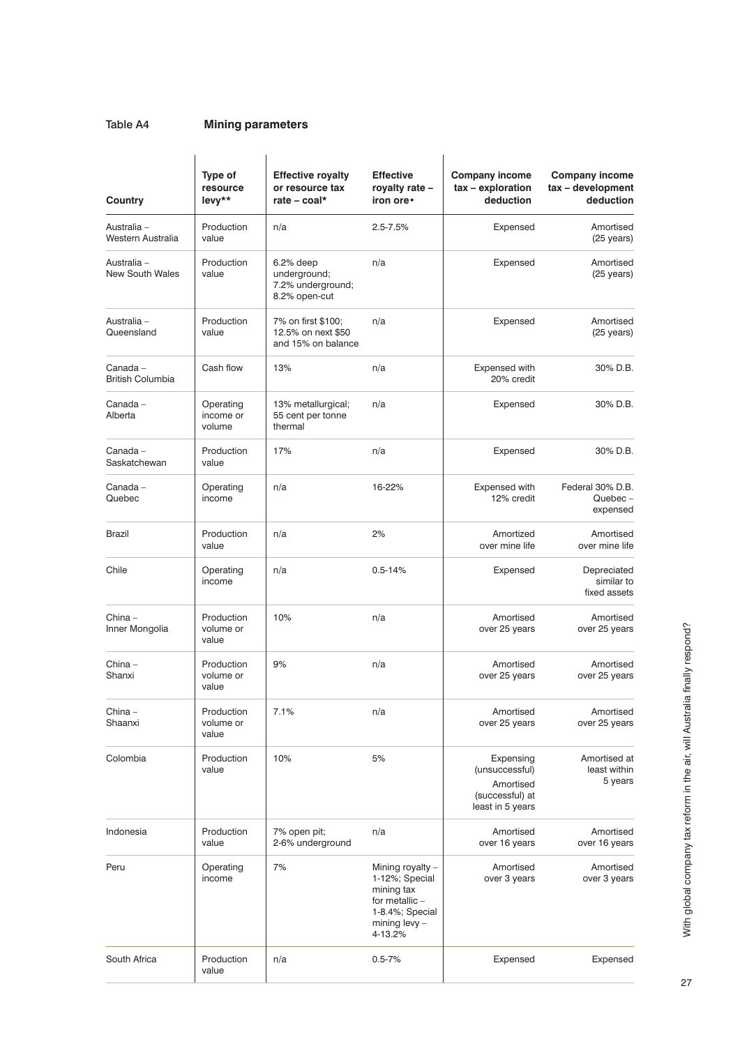Table A4 **Mining parameters**

| Country | Type of resource levy** | Effective royalty or resource tax rate – coal* | Effective royalty rate – iron ore• | Company income tax – exploration deduction | Company income tax – development deduction |
|---|---|---|---|---|---|
| Australia – Western Australia | Production value | n/a | 2.5-7.5% | Expensed | Amortised (25 years) |
| Australia – New South Wales | Production value | 6.2% deep underground; 7.2% underground; 8.2% open-cut | n/a | Expensed | Amortised (25 years) |
| Australia – Queensland | Production value | 7% on first $100; 12.5% on next $50 and 15% on balance | n/a | Expensed | Amortised (25 years) |
| Canada – British Columbia | Cash flow | 13% | n/a | Expensed with 20% credit | 30% D.B. |
| Canada – Alberta | Operating income or volume | 13% metallurgical; 55 cent per tonne thermal | n/a | Expensed | 30% D.B. |
| Canada – Saskatchewan | Production value | 17% | n/a | Expensed | 30% D.B. |
| Canada – Quebec | Operating income | n/a | 16-22% | Expensed with 12% credit | Federal 30% D.B. Quebec – expensed |
| Brazil | Production value | n/a | 2% | Amortized over mine life | Amortised over mine life |
| Chile | Operating income | n/a | 0.5-14% | Expensed | Depreciated similar to fixed assets |
| China – Inner Mongolia | Production volume or value | 10% | n/a | Amortised over 25 years | Amortised over 25 years |
| China – Shanxi | Production volume or value | 9% | n/a | Amortised over 25 years | Amortised over 25 years |
| China – Shaanxi | Production volume or value | 7.1% | n/a | Amortised over 25 years | Amortised over 25 years |
| Colombia | Production value | 10% | 5% | Expensing (unsuccessful) Amortised (successful) at least in 5 years | Amortised at least within 5 years |
| Indonesia | Production value | 7% open pit; 2-6% underground | n/a | Amortised over 16 years | Amortised over 16 years |
| Peru | Operating income | 7% | Mining royalty – 1-12%; Special mining tax for metallic – 1-8.4%; Special mining levy – 4-13.2% | Amortised over 3 years | Amortised over 3 years |
| South Africa | Production value | n/a | 0.5-7% | Expensed | Expensed |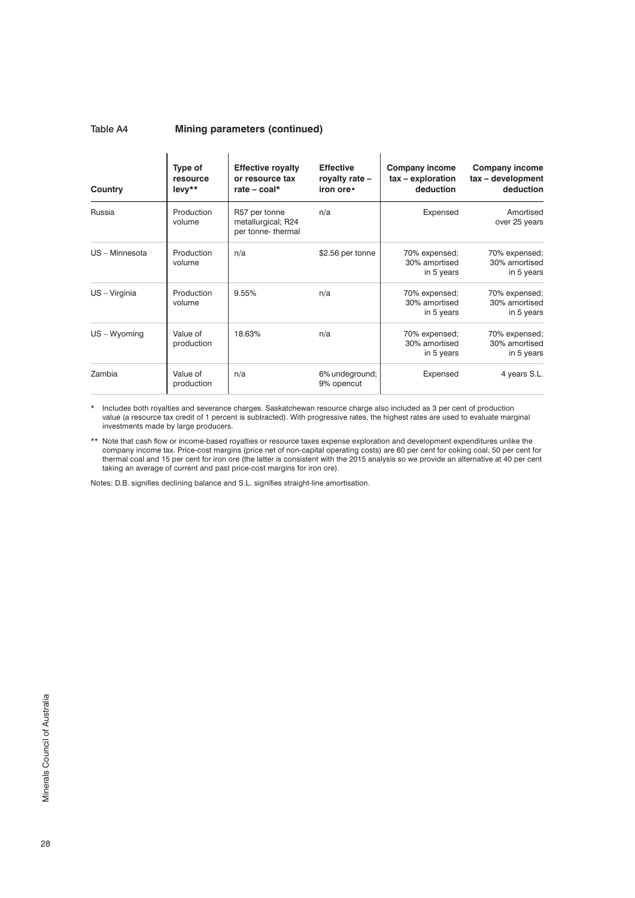Table A4 **Mining parameters (continued)**

| Country | Type of resource levy** | Effective royalty or resource tax rate – coal* | Effective royalty rate – iron ore• | Company income tax – exploration deduction | Company income tax – development deduction |
|---|---|---|---|---|---|
| Russia | Production volume | R57 per tonne metallurgical; R24 per tonne- thermal | n/a | Expensed | Amortised over 25 years |
| US – Minnesota | Production volume | n/a | $2.56 per tonne | 70% expensed; 30% amortised in 5 years | 70% expensed; 30% amortised in 5 years |
| US – Virginia | Production volume | 9.55% | n/a | 70% expensed; 30% amortised in 5 years | 70% expensed; 30% amortised in 5 years |
| US – Wyoming | Value of production | 18.63% | n/a | 70% expensed; 30% amortised in 5 years | 70% expensed; 30% amortised in 5 years |
| Zambia | Value of production | n/a | 6% undeground; 9% opencut | Expensed | 4 years S.L. |

\* Includes both royalties and severance charges. Saskatchewan resource charge also included as 3 per cent of production value (a resource tax credit of 1 percent is subtracted). With progressive rates, the highest rates are used to evaluate marginal investments made by large producers.

** Note that cash flow or income-based royalties or resource taxes expense exploration and development expenditures unlike the company income tax. Price-cost margins (price net of non-capital operating costs) are 60 per cent for coking coal, 50 per cent for thermal coal and 15 per cent for iron ore (the latter is consistent with the 2015 analysis so we provide an alternative at 40 per cent taking an average of current and past price-cost margins for iron ore).

Notes: D.B. signifies declining balance and S.L. signifies straight-line amortisation.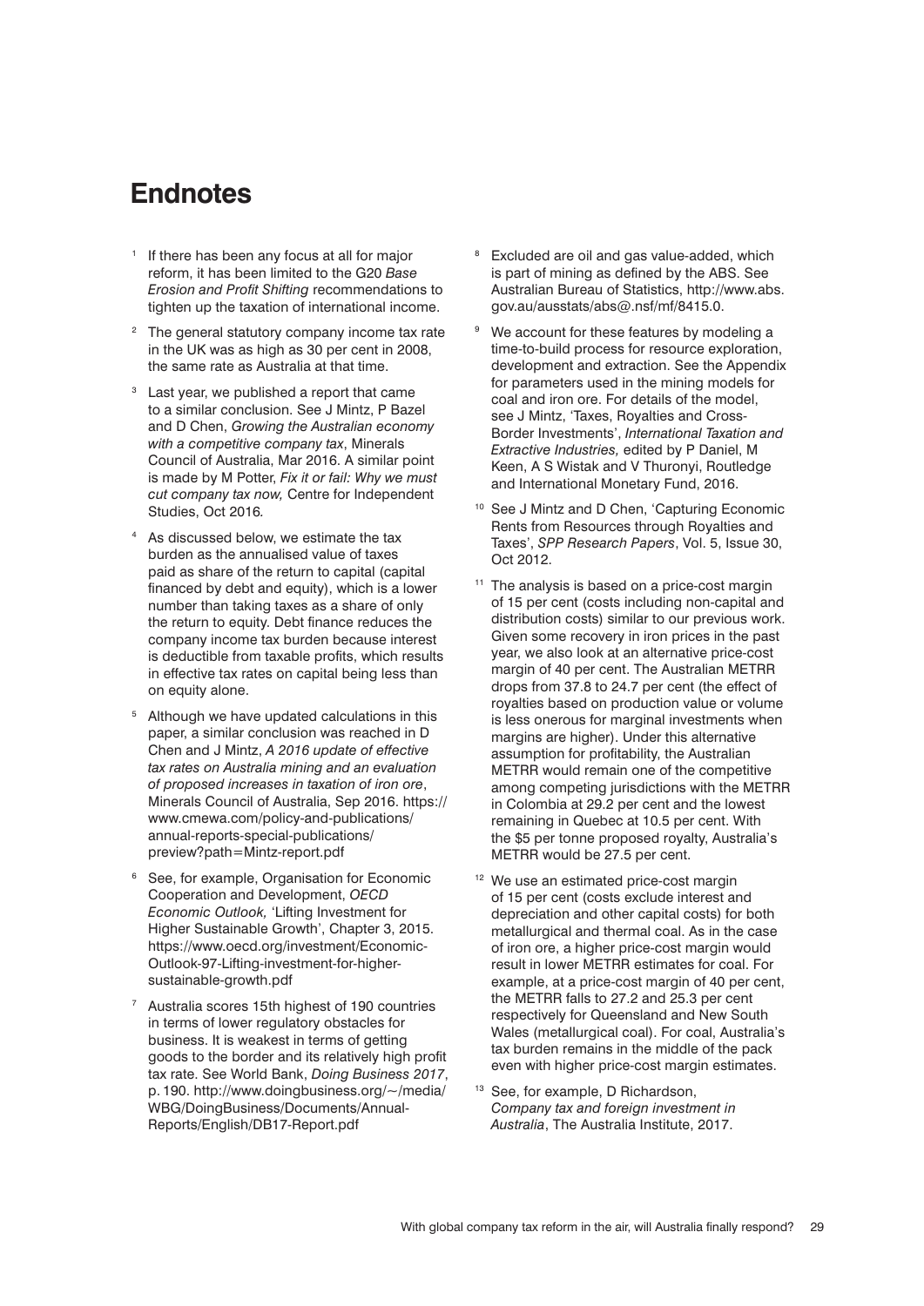# Endnotes

1. If there has been any focus at all for major reform, it has been limited to the G20 *Base Erosion and Profit Shifting* recommendations to tighten up the taxation of international income.

2. The general statutory company income tax rate in the UK was as high as 30 per cent in 2008, the same rate as Australia at that time.

3. Last year, we published a report that came to a similar conclusion. See J Mintz, P Bazel and D Chen, *Growing the Australian economy with a competitive company tax*, Minerals Council of Australia, Mar 2016. A similar point is made by M Potter, *Fix it or fail: Why we must cut company tax now,* Centre for Independent Studies, Oct 2016*.*

4. As discussed below, we estimate the tax burden as the annualised value of taxes paid as share of the return to capital (capital financed by debt and equity), which is a lower number than taking taxes as a share of only the return to equity. Debt finance reduces the company income tax burden because interest is deductible from taxable profits, which results in effective tax rates on capital being less than on equity alone.

5. Although we have updated calculations in this paper, a similar conclusion was reached in D Chen and J Mintz, *A 2016 update of effective tax rates on Australia mining and an evaluation of proposed increases in taxation of iron ore*, Minerals Council of Australia, Sep 2016. https://www.cmewa.com/policy-and-publications/annual-reports-special-publications/preview?path=Mintz-report.pdf

6. See, for example, Organisation for Economic Cooperation and Development, *OECD Economic Outlook,* 'Lifting Investment for Higher Sustainable Growth', Chapter 3, 2015. https://www.oecd.org/investment/Economic-Outlook-97-Lifting-investment-for-higher-sustainable-growth.pdf

7. Australia scores 15th highest of 190 countries in terms of lower regulatory obstacles for business. It is weakest in terms of getting goods to the border and its relatively high profit tax rate. See World Bank, *Doing Business 2017*, p. 190. http://www.doingbusiness.org/~/media/WBG/DoingBusiness/Documents/Annual-Reports/English/DB17-Report.pdf

8. Excluded are oil and gas value-added, which is part of mining as defined by the ABS. See Australian Bureau of Statistics, http://www.abs.gov.au/ausstats/abs@.nsf/mf/8415.0.

9. We account for these features by modeling a time-to-build process for resource exploration, development and extraction. See the Appendix for parameters used in the mining models for coal and iron ore. For details of the model, see J Mintz, 'Taxes, Royalties and Cross-Border Investments', *International Taxation and Extractive Industries,* edited by P Daniel, M Keen, A S Wistak and V Thuronyi, Routledge and International Monetary Fund, 2016.

10. See J Mintz and D Chen, 'Capturing Economic Rents from Resources through Royalties and Taxes', *SPP Research Papers*, Vol. 5, Issue 30, Oct 2012.

11. The analysis is based on a price-cost margin of 15 per cent (costs including non-capital and distribution costs) similar to our previous work. Given some recovery in iron prices in the past year, we also look at an alternative price-cost margin of 40 per cent. The Australian METRR drops from 37.8 to 24.7 per cent (the effect of royalties based on production value or volume is less onerous for marginal investments when margins are higher). Under this alternative assumption for profitability, the Australian METRR would remain one of the competitive among competing jurisdictions with the METRR in Colombia at 29.2 per cent and the lowest remaining in Quebec at 10.5 per cent. With the $5 per tonne proposed royalty, Australia's METRR would be 27.5 per cent.

12. We use an estimated price-cost margin of 15 per cent (costs exclude interest and depreciation and other capital costs) for both metallurgical and thermal coal. As in the case of iron ore, a higher price-cost margin would result in lower METRR estimates for coal. For example, at a price-cost margin of 40 per cent, the METRR falls to 27.2 and 25.3 per cent respectively for Queensland and New South Wales (metallurgical coal). For coal, Australia's tax burden remains in the middle of the pack even with higher price-cost margin estimates.

13. See, for example, D Richardson, *Company tax and foreign investment in Australia*, The Australia Institute, 2017.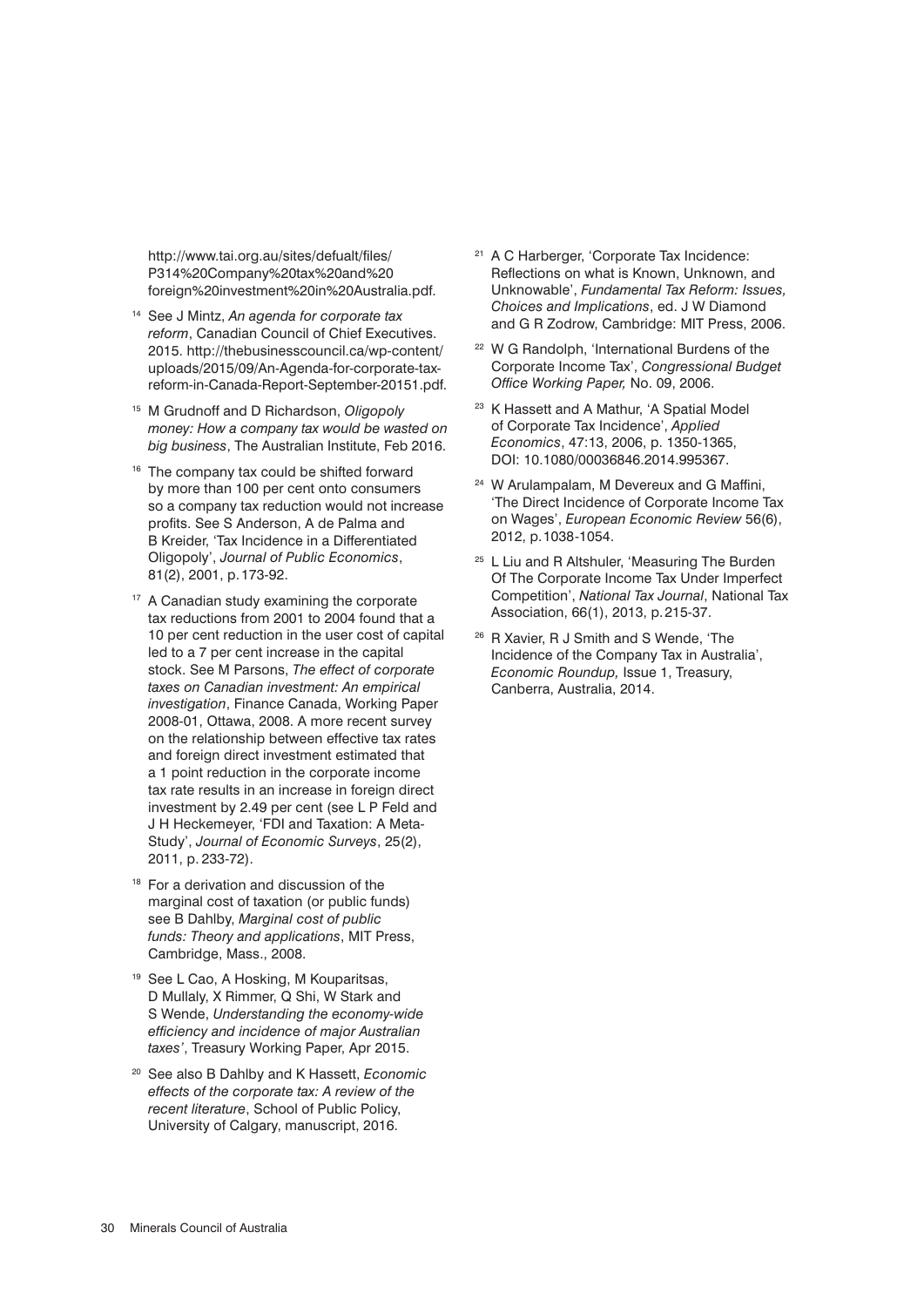http://www.tai.org.au/sites/defualt/files/P314%20Company%20tax%20and%20foreign%20investment%20in%20Australia.pdf.

[14] See J Mintz, *An agenda for corporate tax reform*, Canadian Council of Chief Executives. 2015. http://thebusinesscouncil.ca/wp-content/uploads/2015/09/An-Agenda-for-corporate-tax-reform-in-Canada-Report-September-20151.pdf.

[15] M Grudnoff and D Richardson, *Oligopoly money: How a company tax would be wasted on big business*, The Australian Institute, Feb 2016.

[16] The company tax could be shifted forward by more than 100 per cent onto consumers so a company tax reduction would not increase profits. See S Anderson, A de Palma and B Kreider, 'Tax Incidence in a Differentiated Oligopoly', *Journal of Public Economics*, 81(2), 2001, p. 173-92.

[17] A Canadian study examining the corporate tax reductions from 2001 to 2004 found that a 10 per cent reduction in the user cost of capital led to a 7 per cent increase in the capital stock. See M Parsons, *The effect of corporate taxes on Canadian investment: An empirical investigation*, Finance Canada, Working Paper 2008-01, Ottawa, 2008. A more recent survey on the relationship between effective tax rates and foreign direct investment estimated that a 1 point reduction in the corporate income tax rate results in an increase in foreign direct investment by 2.49 per cent (see L P Feld and J H Heckemeyer, 'FDI and Taxation: A Meta-Study', *Journal of Economic Surveys*, 25(2), 2011, p. 233-72).

[18] For a derivation and discussion of the marginal cost of taxation (or public funds) see B Dahlby, *Marginal cost of public funds: Theory and applications*, MIT Press, Cambridge, Mass., 2008.

[19] See L Cao, A Hosking, M Kouparitsas, D Mullaly, X Rimmer, Q Shi, W Stark and S Wende, *Understanding the economy-wide efficiency and incidence of major Australian taxes'*, Treasury Working Paper, Apr 2015.

[20] See also B Dahlby and K Hassett, *Economic effects of the corporate tax: A review of the recent literature*, School of Public Policy, University of Calgary, manuscript, 2016.

[21] A C Harberger, 'Corporate Tax Incidence: Reflections on what is Known, Unknown, and Unknowable', *Fundamental Tax Reform: Issues, Choices and Implications*, ed. J W Diamond and G R Zodrow, Cambridge: MIT Press, 2006.

[22] W G Randolph, 'International Burdens of the Corporate Income Tax', *Congressional Budget Office Working Paper,* No. 09, 2006.

[23] K Hassett and A Mathur, 'A Spatial Model of Corporate Tax Incidence', *Applied Economics*, 47:13, 2006, p. 1350-1365, DOI: 10.1080/00036846.2014.995367.

[24] W Arulampalam, M Devereux and G Maffini, 'The Direct Incidence of Corporate Income Tax on Wages', *European Economic Review* 56(6), 2012, p. 1038-1054.

[25] L Liu and R Altshuler, 'Measuring The Burden Of The Corporate Income Tax Under Imperfect Competition', *National Tax Journal*, National Tax Association, 66(1), 2013, p. 215-37.

[26] R Xavier, R J Smith and S Wende, 'The Incidence of the Company Tax in Australia', *Economic Roundup,* Issue 1, Treasury, Canberra, Australia, 2014.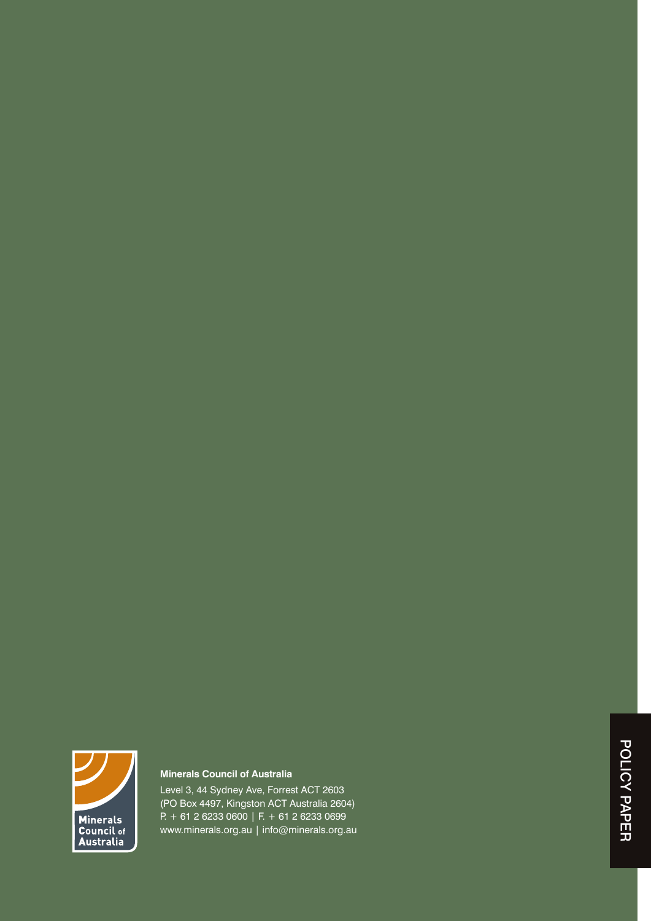Minerals Council of Australia

**Minerals Council of Australia**

Level 3, 44 Sydney Ave, Forrest ACT 2603
(PO Box 4497, Kingston ACT Australia 2604)
P. + 61 2 6233 0600 | F. + 61 2 6233 0699
www.minerals.org.au | info@minerals.org.au

POLICY PAPER